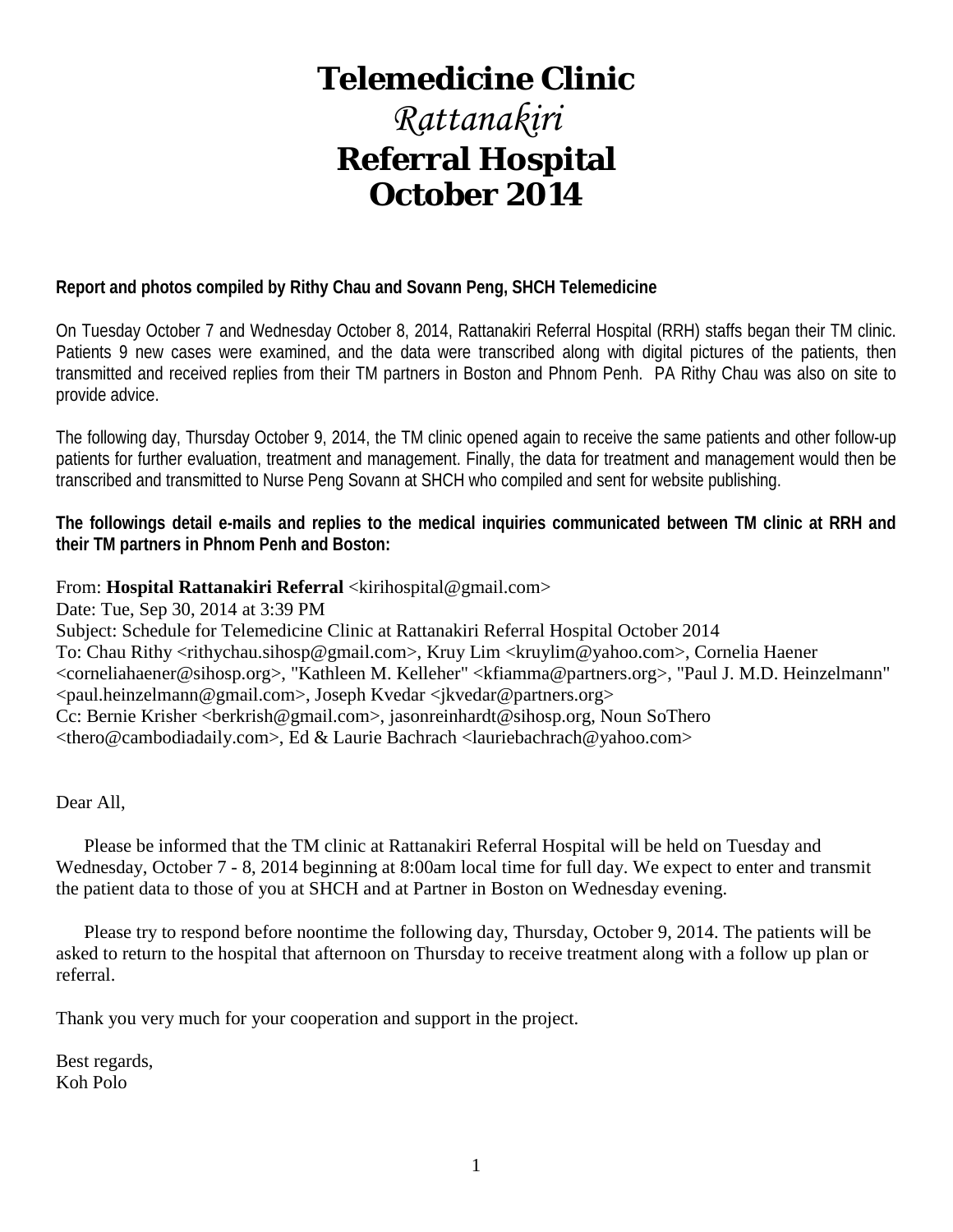# Telemedicine Clinic
# *Rattanakiri*
# Referral Hospital
# October 2014

**Report and photos compiled by Rithy Chau and Sovann Peng, SHCH Telemedicine**

On Tuesday October 7 and Wednesday October 8, 2014, Rattanakiri Referral Hospital (RRH) staffs began their TM clinic. Patients 9 new cases were examined, and the data were transcribed along with digital pictures of the patients, then transmitted and received replies from their TM partners in Boston and Phnom Penh. PA Rithy Chau was also on site to provide advice.

The following day, Thursday October 9, 2014, the TM clinic opened again to receive the same patients and other follow-up patients for further evaluation, treatment and management. Finally, the data for treatment and management would then be transcribed and transmitted to Nurse Peng Sovann at SHCH who compiled and sent for website publishing.

**The followings detail e-mails and replies to the medical inquiries communicated between TM clinic at RRH and their TM partners in Phnom Penh and Boston:**

From: **Hospital Rattanakiri Referral** <kirihospital@gmail.com>
Date: Tue, Sep 30, 2014 at 3:39 PM
Subject: Schedule for Telemedicine Clinic at Rattanakiri Referral Hospital October 2014
To: Chau Rithy <rithychau.sihosp@gmail.com>, Kruy Lim <kruylim@yahoo.com>, Cornelia Haener <corneliahaener@sihosp.org>, "Kathleen M. Kelleher" <kfiamma@partners.org>, "Paul J. M.D. Heinzelmann" <paul.heinzelmann@gmail.com>, Joseph Kvedar <jkvedar@partners.org>
Cc: Bernie Krisher <berkrish@gmail.com>, jasonreinhardt@sihosp.org, Noun SoThero <thero@cambodiadaily.com>, Ed & Laurie Bachrach <lauriebachrach@yahoo.com>

Dear All,

Please be informed that the TM clinic at Rattanakiri Referral Hospital will be held on Tuesday and Wednesday, October 7 - 8, 2014 beginning at 8:00am local time for full day. We expect to enter and transmit the patient data to those of you at SHCH and at Partner in Boston on Wednesday evening.

Please try to respond before noontime the following day, Thursday, October 9, 2014. The patients will be asked to return to the hospital that afternoon on Thursday to receive treatment along with a follow up plan or referral.

Thank you very much for your cooperation and support in the project.

Best regards,
Koh Polo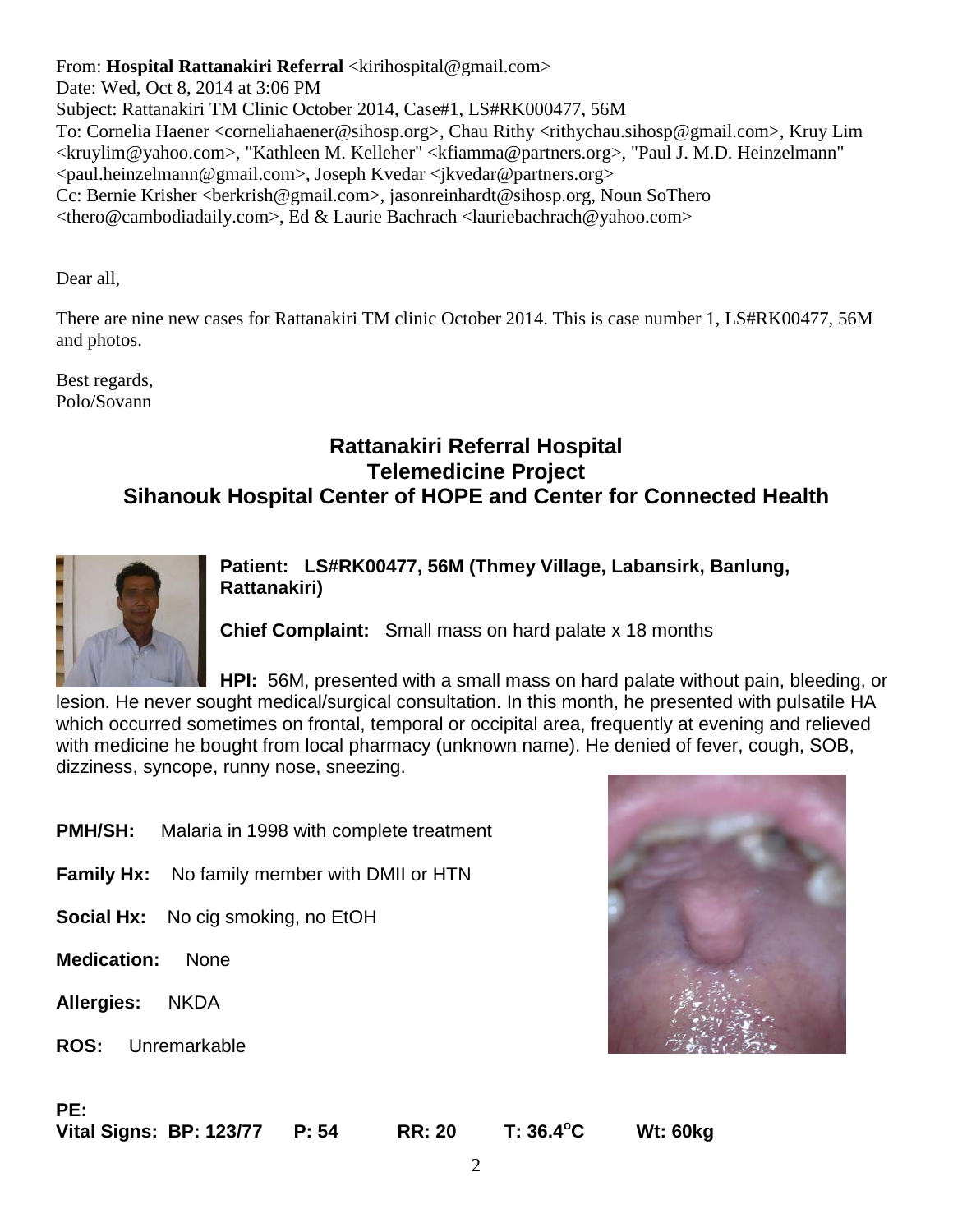From: **Hospital Rattanakiri Referral** <kirihospital@gmail.com>
Date: Wed, Oct 8, 2014 at 3:06 PM
Subject: Rattanakiri TM Clinic October 2014, Case#1, LS#RK000477, 56M
To: Cornelia Haener <corneliahaener@sihosp.org>, Chau Rithy <rithychau.sihosp@gmail.com>, Kruy Lim <kruylim@yahoo.com>, "Kathleen M. Kelleher" <kfiamma@partners.org>, "Paul J. M.D. Heinzelmann" <paul.heinzelmann@gmail.com>, Joseph Kvedar <jkvedar@partners.org>
Cc: Bernie Krisher <berkrish@gmail.com>, jasonreinhardt@sihosp.org, Noun SoThero <thero@cambodiadaily.com>, Ed & Laurie Bachrach <lauriebachrach@yahoo.com>

Dear all,

There are nine new cases for Rattanakiri TM clinic October 2014. This is case number 1, LS#RK00477, 56M and photos.

Best regards,
Polo/Sovann

## Rattanakiri Referral Hospital
## Telemedicine Project
## Sihanouk Hospital Center of HOPE and Center for Connected Health

**Patient: LS#RK00477, 56M (Thmey Village, Labansirk, Banlung, Rattanakiri)**

**Chief Complaint:** Small mass on hard palate x 18 months

**HPI:** 56M, presented with a small mass on hard palate without pain, bleeding, or lesion. He never sought medical/surgical consultation. In this month, he presented with pulsatile HA which occurred sometimes on frontal, temporal or occipital area, frequently at evening and relieved with medicine he bought from local pharmacy (unknown name). He denied of fever, cough, SOB, dizziness, syncope, runny nose, sneezing.

**PMH/SH:** Malaria in 1998 with complete treatment

**Family Hx:** No family member with DMII or HTN

**Social Hx:** No cig smoking, no EtOH

**Medication:** None

**Allergies:** NKDA

**ROS:** Unremarkable

**PE:**
**Vital Signs: BP: 123/77 P: 54 RR: 20 T: 36.4°C Wt: 60kg**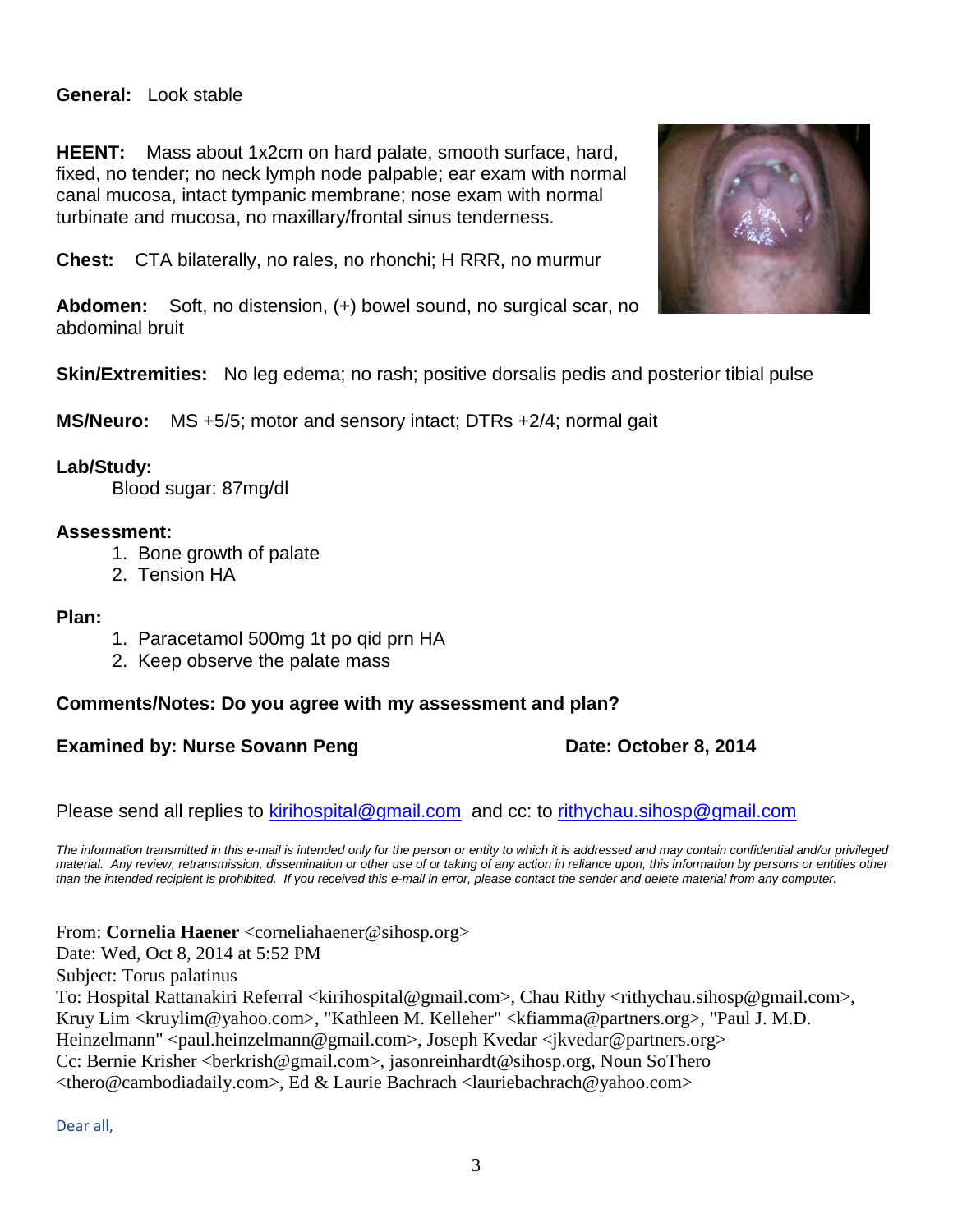**General:** Look stable

**HEENT:** Mass about 1x2cm on hard palate, smooth surface, hard, fixed, no tender; no neck lymph node palpable; ear exam with normal canal mucosa, intact tympanic membrane; nose exam with normal turbinate and mucosa, no maxillary/frontal sinus tenderness.

**Chest:** CTA bilaterally, no rales, no rhonchi; H RRR, no murmur

**Abdomen:** Soft, no distension, (+) bowel sound, no surgical scar, no abdominal bruit

**Skin/Extremities:** No leg edema; no rash; positive dorsalis pedis and posterior tibial pulse

**MS/Neuro:** MS +5/5; motor and sensory intact; DTRs +2/4; normal gait

**Lab/Study:**

Blood sugar: 87mg/dl

**Assessment:**

1. Bone growth of palate
2. Tension HA

**Plan:**

1. Paracetamol 500mg 1t po qid prn HA
2. Keep observe the palate mass

**Comments/Notes: Do you agree with my assessment and plan?**

**Examined by: Nurse Sovann Peng** **Date: October 8, 2014**

Please send all replies to kirihospital@gmail.com and cc: to rithychau.sihosp@gmail.com

*The information transmitted in this e-mail is intended only for the person or entity to which it is addressed and may contain confidential and/or privileged material. Any review, retransmission, dissemination or other use of or taking of any action in reliance upon, this information by persons or entities other than the intended recipient is prohibited. If you received this e-mail in error, please contact the sender and delete material from any computer.*

From: **Cornelia Haener** <corneliahaener@sihosp.org>
Date: Wed, Oct 8, 2014 at 5:52 PM
Subject: Torus palatinus
To: Hospital Rattanakiri Referral <kirihospital@gmail.com>, Chau Rithy <rithychau.sihosp@gmail.com>, Kruy Lim <kruylim@yahoo.com>, "Kathleen M. Kelleher" <kfiamma@partners.org>, "Paul J. M.D. Heinzelmann" <paul.heinzelmann@gmail.com>, Joseph Kvedar <jkvedar@partners.org>
Cc: Bernie Krisher <berkrish@gmail.com>, jasonreinhardt@sihosp.org, Noun SoThero <thero@cambodiadaily.com>, Ed & Laurie Bachrach <lauriebachrach@yahoo.com>

Dear all,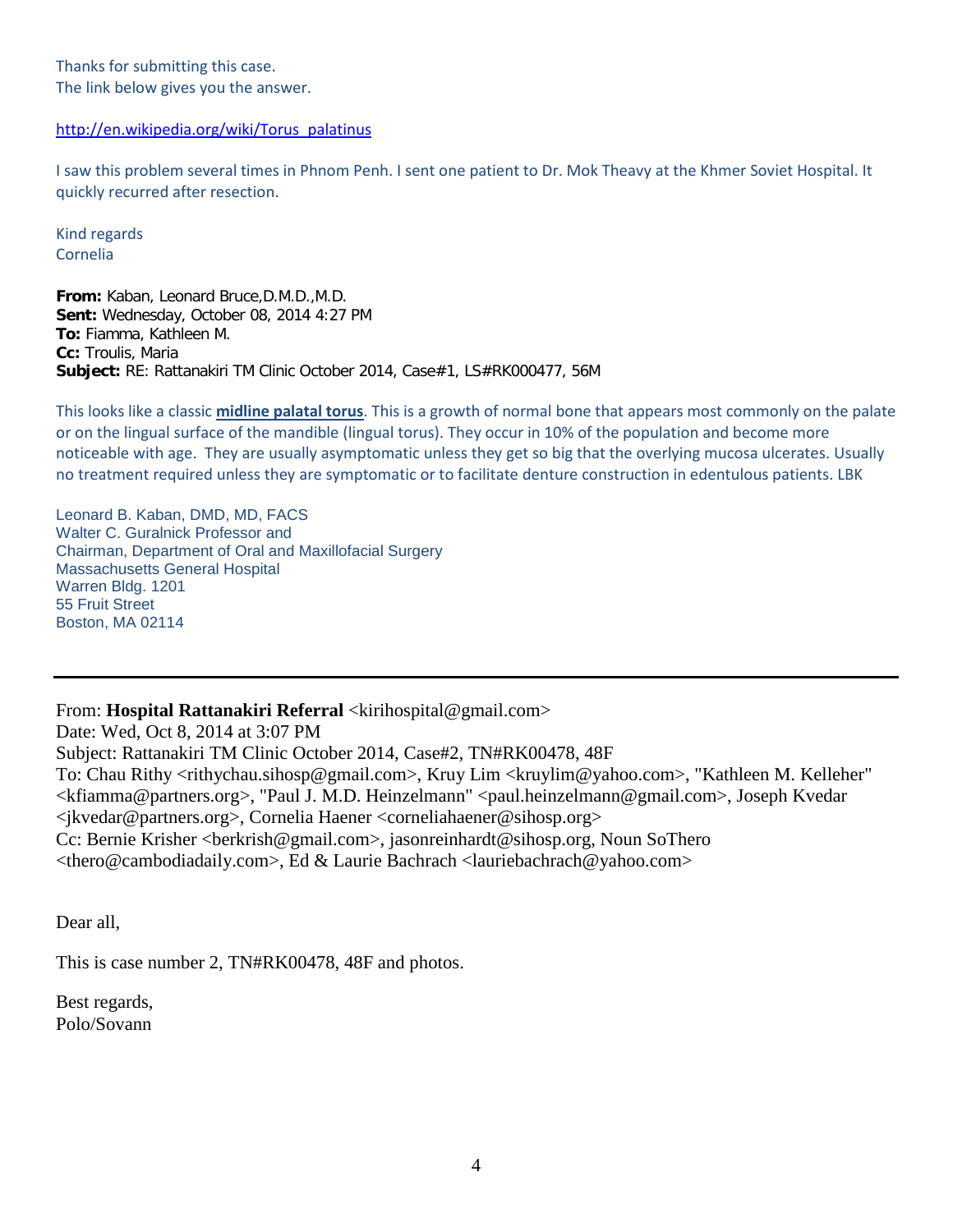Thanks for submitting this case.
The link below gives you the answer.

http://en.wikipedia.org/wiki/Torus_palatinus

I saw this problem several times in Phnom Penh. I sent one patient to Dr. Mok Theavy at the Khmer Soviet Hospital. It quickly recurred after resection.

Kind regards
Cornelia

**From:** Kaban, Leonard Bruce,D.M.D.,M.D.
**Sent:** Wednesday, October 08, 2014 4:27 PM
**To:** Fiamma, Kathleen M.
**Cc:** Troulis, Maria
**Subject:** RE: Rattanakiri TM Clinic October 2014, Case#1, LS#RK000477, 56M

This looks like a classic **midline palatal torus**. This is a growth of normal bone that appears most commonly on the palate or on the lingual surface of the mandible (lingual torus). They occur in 10% of the population and become more noticeable with age. They are usually asymptomatic unless they get so big that the overlying mucosa ulcerates. Usually no treatment required unless they are symptomatic or to facilitate denture construction in edentulous patients. LBK

Leonard B. Kaban, DMD, MD, FACS
Walter C. Guralnick Professor and
Chairman, Department of Oral and Maxillofacial Surgery
Massachusetts General Hospital
Warren Bldg. 1201
55 Fruit Street
Boston, MA 02114

---

From: **Hospital Rattanakiri Referral** <kirihospital@gmail.com>
Date: Wed, Oct 8, 2014 at 3:07 PM
Subject: Rattanakiri TM Clinic October 2014, Case#2, TN#RK00478, 48F
To: Chau Rithy <rithychau.sihosp@gmail.com>, Kruy Lim <kruylim@yahoo.com>, "Kathleen M. Kelleher" <kfiamma@partners.org>, "Paul J. M.D. Heinzelmann" <paul.heinzelmann@gmail.com>, Joseph Kvedar <jkvedar@partners.org>, Cornelia Haener <corneliahaener@sihosp.org>
Cc: Bernie Krisher <berkrish@gmail.com>, jasonreinhardt@sihosp.org, Noun SoThero <thero@cambodiadaily.com>, Ed & Laurie Bachrach <lauriebachrach@yahoo.com>

Dear all,

This is case number 2, TN#RK00478, 48F and photos.

Best regards,
Polo/Sovann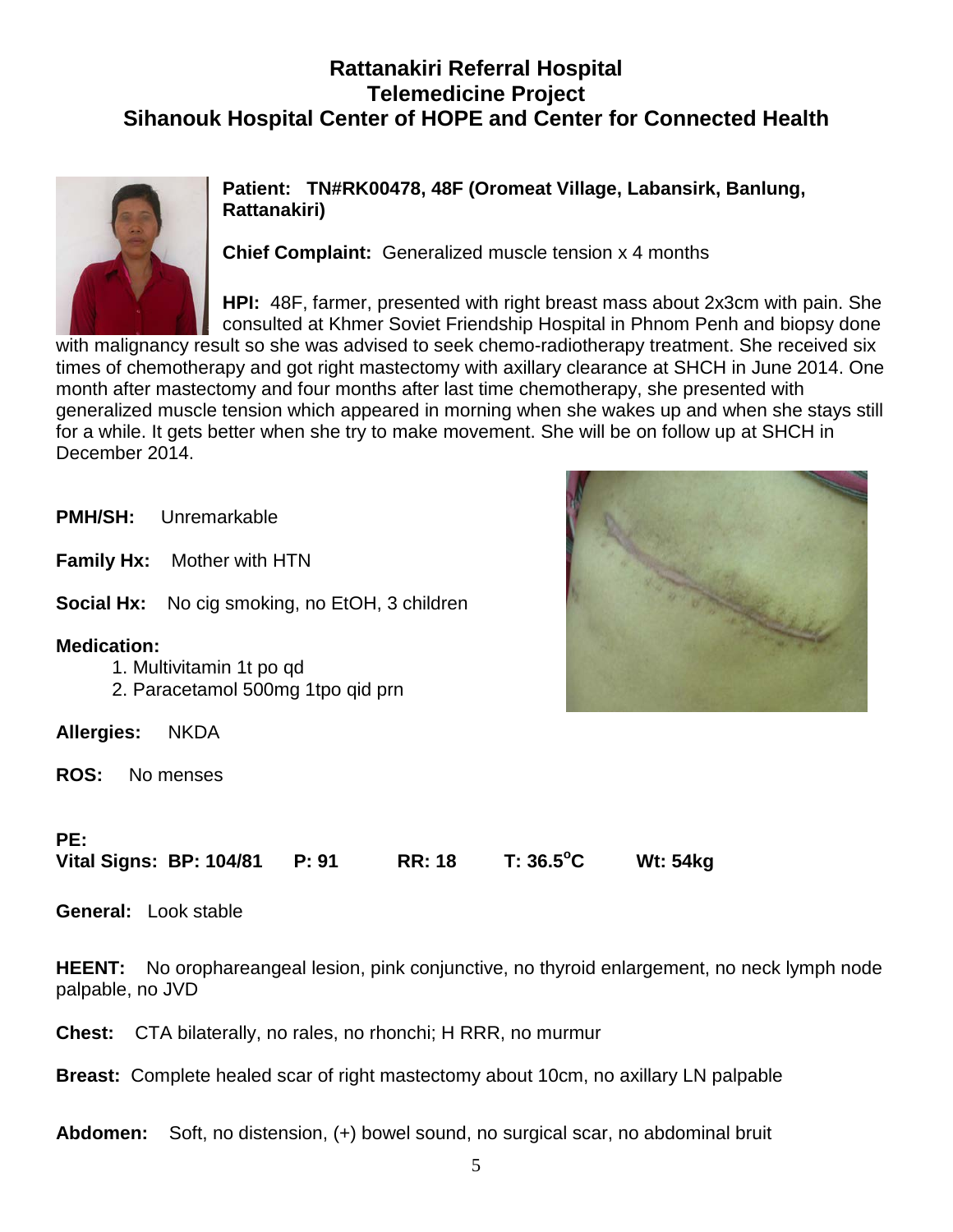# Rattanakiri Referral Hospital
# Telemedicine Project
# Sihanouk Hospital Center of HOPE and Center for Connected Health

**Patient: TN#RK00478, 48F (Oromeat Village, Labansirk, Banlung, Rattanakiri)**

**Chief Complaint:** Generalized muscle tension x 4 months

**HPI:** 48F, farmer, presented with right breast mass about 2x3cm with pain. She consulted at Khmer Soviet Friendship Hospital in Phnom Penh and biopsy done with malignancy result so she was advised to seek chemo-radiotherapy treatment. She received six times of chemotherapy and got right mastectomy with axillary clearance at SHCH in June 2014. One month after mastectomy and four months after last time chemotherapy, she presented with generalized muscle tension which appeared in morning when she wakes up and when she stays still for a while. It gets better when she try to make movement. She will be on follow up at SHCH in December 2014.

**PMH/SH:** Unremarkable

**Family Hx:** Mother with HTN

**Social Hx:** No cig smoking, no EtOH, 3 children

**Medication:**

1. Multivitamin 1t po qd
2. Paracetamol 500mg 1tpo qid prn

**Allergies:** NKDA

**ROS:** No menses

**PE:**

**Vital Signs: BP: 104/81 P: 91 RR: 18 T: 36.5°C Wt: 54kg**

**General:** Look stable

**HEENT:** No orophareangeal lesion, pink conjunctive, no thyroid enlargement, no neck lymph node palpable, no JVD

**Chest:** CTA bilaterally, no rales, no rhonchi; H RRR, no murmur

**Breast:** Complete healed scar of right mastectomy about 10cm, no axillary LN palpable

**Abdomen:** Soft, no distension, (+) bowel sound, no surgical scar, no abdominal bruit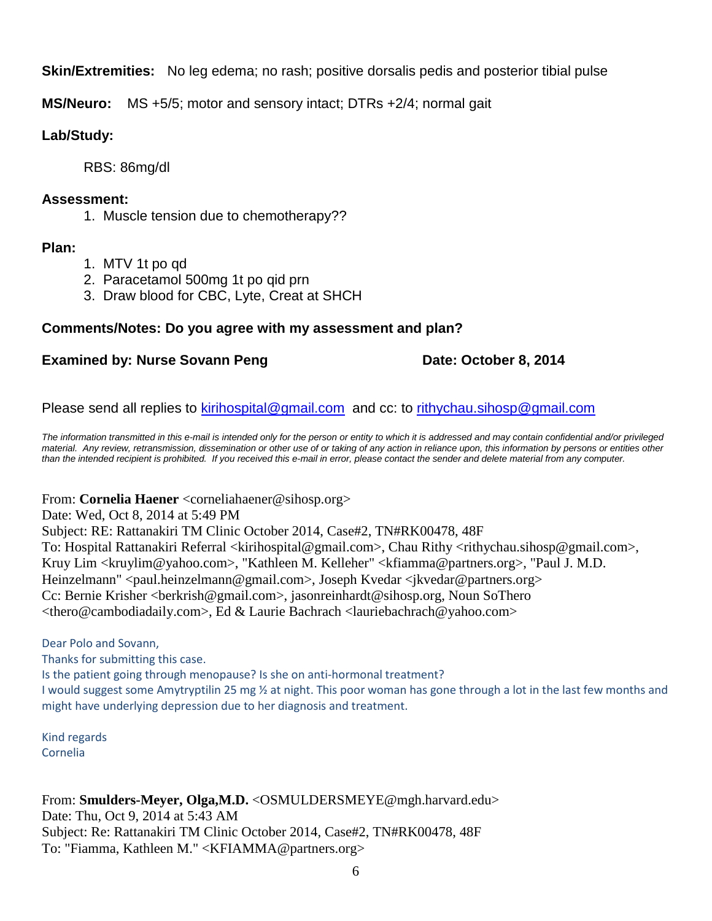**Skin/Extremities:** No leg edema; no rash; positive dorsalis pedis and posterior tibial pulse

**MS/Neuro:** MS +5/5; motor and sensory intact; DTRs +2/4; normal gait

**Lab/Study:**

RBS: 86mg/dl

**Assessment:**

1. Muscle tension due to chemotherapy??

**Plan:**

1. MTV 1t po qd
2. Paracetamol 500mg 1t po qid prn
3. Draw blood for CBC, Lyte, Creat at SHCH

**Comments/Notes: Do you agree with my assessment and plan?**

**Examined by: Nurse Sovann Peng** **Date: October 8, 2014**

Please send all replies to kirihospital@gmail.com and cc: to rithychau.sihosp@gmail.com

*The information transmitted in this e-mail is intended only for the person or entity to which it is addressed and may contain confidential and/or privileged material. Any review, retransmission, dissemination or other use of or taking of any action in reliance upon, this information by persons or entities other than the intended recipient is prohibited. If you received this e-mail in error, please contact the sender and delete material from any computer.*

From: **Cornelia Haener** <corneliahaener@sihosp.org>
Date: Wed, Oct 8, 2014 at 5:49 PM
Subject: RE: Rattanakiri TM Clinic October 2014, Case#2, TN#RK00478, 48F
To: Hospital Rattanakiri Referral <kirihospital@gmail.com>, Chau Rithy <rithychau.sihosp@gmail.com>, Kruy Lim <kruylim@yahoo.com>, "Kathleen M. Kelleher" <kfiamma@partners.org>, "Paul J. M.D. Heinzelmann" <paul.heinzelmann@gmail.com>, Joseph Kvedar <jkvedar@partners.org>
Cc: Bernie Krisher <berkrish@gmail.com>, jasonreinhardt@sihosp.org, Noun SoThero <thero@cambodiadaily.com>, Ed & Laurie Bachrach <lauriebachrach@yahoo.com>

Dear Polo and Sovann,
Thanks for submitting this case.
Is the patient going through menopause? Is she on anti-hormonal treatment?
I would suggest some Amytryptilin 25 mg ½ at night. This poor woman has gone through a lot in the last few months and might have underlying depression due to her diagnosis and treatment.

Kind regards
Cornelia

From: **Smulders-Meyer, Olga,M.D.** <OSMULDERSMEYE@mgh.harvard.edu>
Date: Thu, Oct 9, 2014 at 5:43 AM
Subject: Re: Rattanakiri TM Clinic October 2014, Case#2, TN#RK00478, 48F
To: "Fiamma, Kathleen M." <KFIAMMA@partners.org>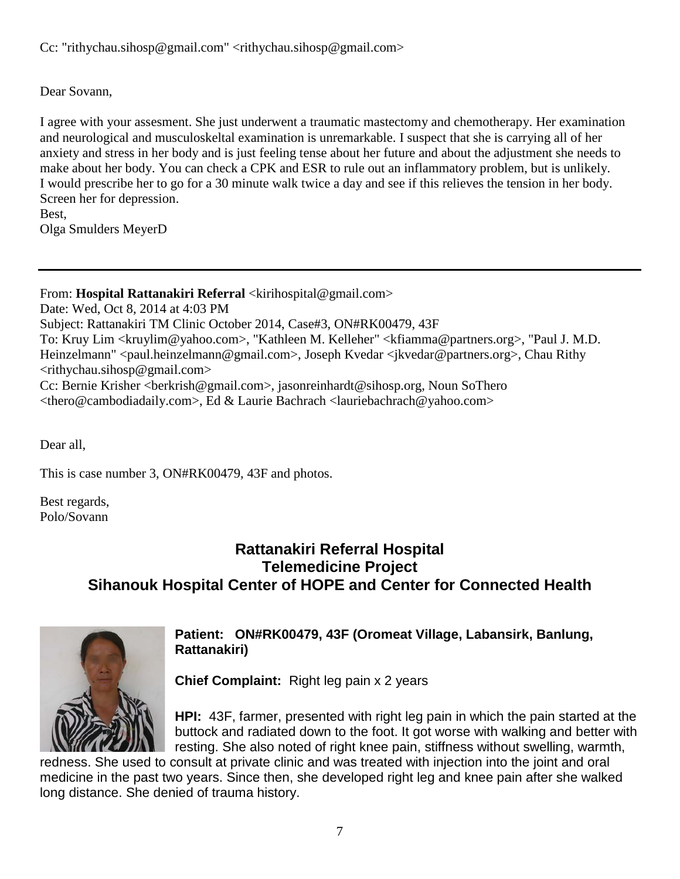Cc: "rithychau.sihosp@gmail.com" <rithychau.sihosp@gmail.com>

Dear Sovann,

I agree with your assesment. She just underwent a traumatic mastectomy and chemotherapy. Her examination and neurological and musculoskeltal examination is unremarkable. I suspect that she is carrying all of her anxiety and stress in her body and is just feeling tense about her future and about the adjustment she needs to make about her body. You can check a CPK and ESR to rule out an inflammatory problem, but is unlikely. I would prescribe her to go for a 30 minute walk twice a day and see if this relieves the tension in her body. Screen her for depression.
Best,
Olga Smulders MeyerD

---

From: **Hospital Rattanakiri Referral** <kirihospital@gmail.com>
Date: Wed, Oct 8, 2014 at 4:03 PM
Subject: Rattanakiri TM Clinic October 2014, Case#3, ON#RK00479, 43F
To: Kruy Lim <kruylim@yahoo.com>, "Kathleen M. Kelleher" <kfiamma@partners.org>, "Paul J. M.D. Heinzelmann" <paul.heinzelmann@gmail.com>, Joseph Kvedar <jkvedar@partners.org>, Chau Rithy <rithychau.sihosp@gmail.com>
Cc: Bernie Krisher <berkrish@gmail.com>, jasonreinhardt@sihosp.org, Noun SoThero <thero@cambodiadaily.com>, Ed & Laurie Bachrach <lauriebachrach@yahoo.com>

Dear all,

This is case number 3, ON#RK00479, 43F and photos.

Best regards,
Polo/Sovann

## Rattanakiri Referral Hospital
## Telemedicine Project
## Sihanouk Hospital Center of HOPE and Center for Connected Health

**Patient: ON#RK00479, 43F (Oromeat Village, Labansirk, Banlung, Rattanakiri)**

**Chief Complaint:** Right leg pain x 2 years

**HPI:** 43F, farmer, presented with right leg pain in which the pain started at the buttock and radiated down to the foot. It got worse with walking and better with resting. She also noted of right knee pain, stiffness without swelling, warmth, redness. She used to consult at private clinic and was treated with injection into the joint and oral medicine in the past two years. Since then, she developed right leg and knee pain after she walked long distance. She denied of trauma history.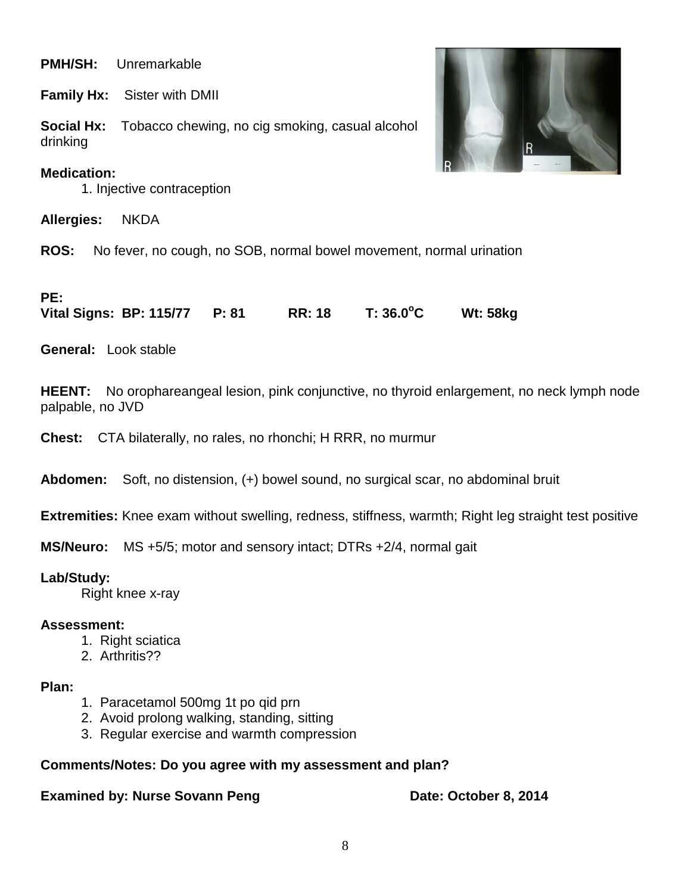**PMH/SH:** Unremarkable

**Family Hx:** Sister with DMII

**Social Hx:** Tobacco chewing, no cig smoking, casual alcohol drinking

**Medication:**

1. Injective contraception

**Allergies:** NKDA

**ROS:** No fever, no cough, no SOB, normal bowel movement, normal urination

**PE:**

**Vital Signs: BP: 115/77 P: 81 RR: 18 T: 36.0$^{o}$C Wt: 58kg**

**General:** Look stable

**HEENT:** No orophareangeal lesion, pink conjunctive, no thyroid enlargement, no neck lymph node palpable, no JVD

**Chest:** CTA bilaterally, no rales, no rhonchi; H RRR, no murmur

**Abdomen:** Soft, no distension, (+) bowel sound, no surgical scar, no abdominal bruit

**Extremities:** Knee exam without swelling, redness, stiffness, warmth; Right leg straight test positive

**MS/Neuro:** MS +5/5; motor and sensory intact; DTRs +2/4, normal gait

**Lab/Study:**

Right knee x-ray

**Assessment:**

1. Right sciatica
2. Arthritis??

**Plan:**

1. Paracetamol 500mg 1t po qid prn
2. Avoid prolong walking, standing, sitting
3. Regular exercise and warmth compression

**Comments/Notes: Do you agree with my assessment and plan?**

**Examined by: Nurse Sovann Peng** **Date: October 8, 2014**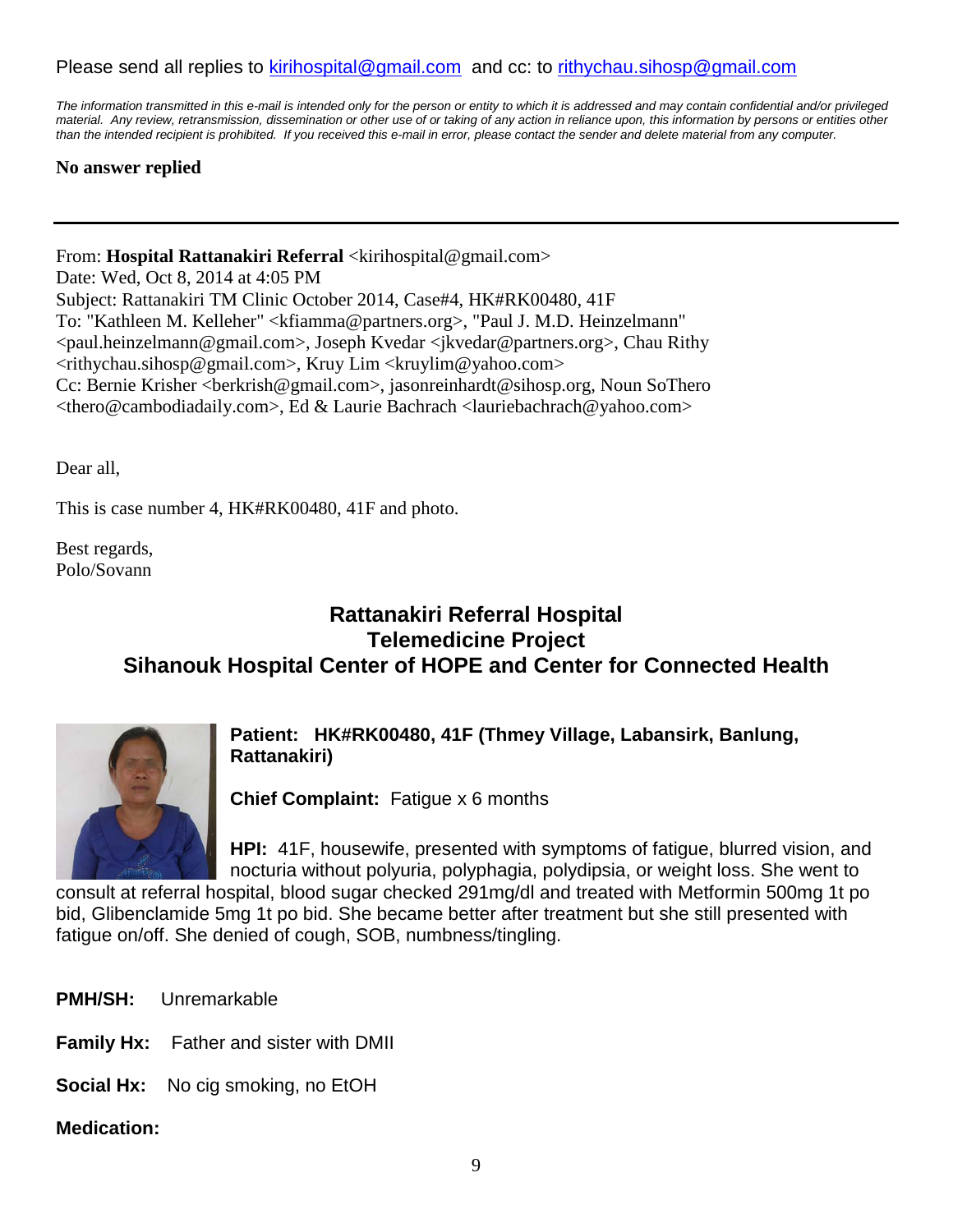Please send all replies to kirihospital@gmail.com and cc: to rithychau.sihosp@gmail.com

*The information transmitted in this e-mail is intended only for the person or entity to which it is addressed and may contain confidential and/or privileged material. Any review, retransmission, dissemination or other use of or taking of any action in reliance upon, this information by persons or entities other than the intended recipient is prohibited. If you received this e-mail in error, please contact the sender and delete material from any computer.*

**No answer replied**

---

From: **Hospital Rattanakiri Referral** <kirihospital@gmail.com>
Date: Wed, Oct 8, 2014 at 4:05 PM
Subject: Rattanakiri TM Clinic October 2014, Case#4, HK#RK00480, 41F
To: "Kathleen M. Kelleher" <kfiamma@partners.org>, "Paul J. M.D. Heinzelmann" <paul.heinzelmann@gmail.com>, Joseph Kvedar <jkvedar@partners.org>, Chau Rithy <rithychau.sihosp@gmail.com>, Kruy Lim <kruylim@yahoo.com>
Cc: Bernie Krisher <berkrish@gmail.com>, jasonreinhardt@sihosp.org, Noun SoThero <thero@cambodiadaily.com>, Ed & Laurie Bachrach <lauriebachrach@yahoo.com>

Dear all,

This is case number 4, HK#RK00480, 41F and photo.

Best regards,
Polo/Sovann

## Rattanakiri Referral Hospital
## Telemedicine Project
## Sihanouk Hospital Center of HOPE and Center for Connected Health

**Patient: HK#RK00480, 41F (Thmey Village, Labansirk, Banlung, Rattanakiri)**

**Chief Complaint:** Fatigue x 6 months

**HPI:** 41F, housewife, presented with symptoms of fatigue, blurred vision, and nocturia without polyuria, polyphagia, polydipsia, or weight loss. She went to consult at referral hospital, blood sugar checked 291mg/dl and treated with Metformin 500mg 1t po bid, Glibenclamide 5mg 1t po bid. She became better after treatment but she still presented with fatigue on/off. She denied of cough, SOB, numbness/tingling.

**PMH/SH:** Unremarkable

**Family Hx:** Father and sister with DMII

**Social Hx:** No cig smoking, no EtOH

**Medication:**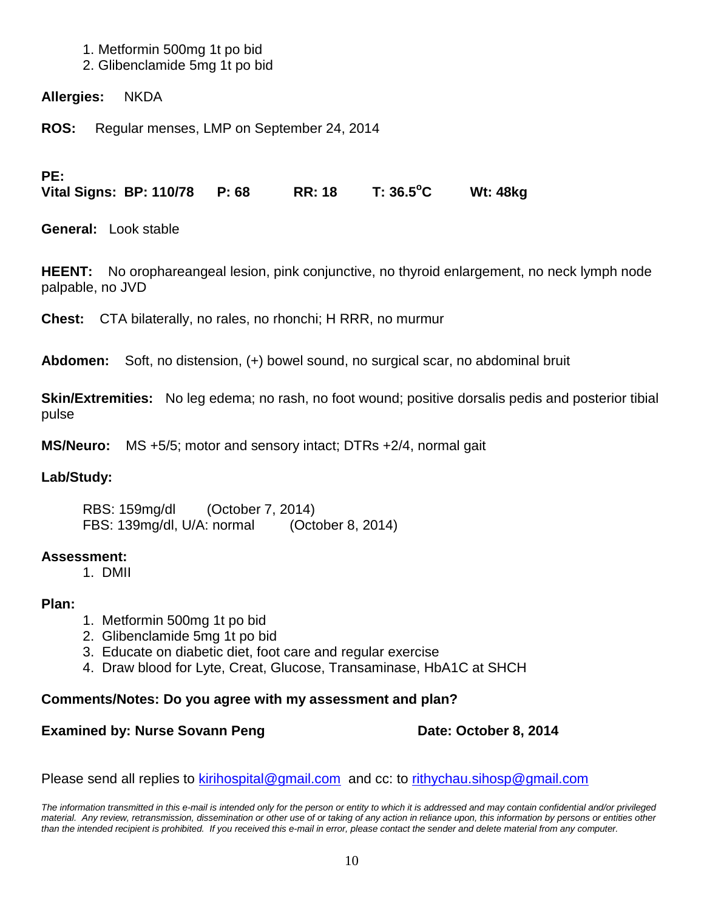1. Metformin 500mg 1t po bid
2. Glibenclamide 5mg 1t po bid

**Allergies:** NKDA

**ROS:** Regular menses, LMP on September 24, 2014

**PE:**
**Vital Signs: BP: 110/78 P: 68 RR: 18 T: 36.5°C Wt: 48kg**

**General:** Look stable

**HEENT:** No orophareangeal lesion, pink conjunctive, no thyroid enlargement, no neck lymph node palpable, no JVD

**Chest:** CTA bilaterally, no rales, no rhonchi; H RRR, no murmur

**Abdomen:** Soft, no distension, (+) bowel sound, no surgical scar, no abdominal bruit

**Skin/Extremities:** No leg edema; no rash, no foot wound; positive dorsalis pedis and posterior tibial pulse

**MS/Neuro:** MS +5/5; motor and sensory intact; DTRs +2/4, normal gait

**Lab/Study:**

RBS: 159mg/dl (October 7, 2014)
FBS: 139mg/dl, U/A: normal (October 8, 2014)

**Assessment:**

1. DMII

**Plan:**

1. Metformin 500mg 1t po bid
2. Glibenclamide 5mg 1t po bid
3. Educate on diabetic diet, foot care and regular exercise
4. Draw blood for Lyte, Creat, Glucose, Transaminase, HbA1C at SHCH

**Comments/Notes: Do you agree with my assessment and plan?**

**Examined by: Nurse Sovann Peng** **Date: October 8, 2014**

Please send all replies to kirihospital@gmail.com and cc: to rithychau.sihosp@gmail.com

*The information transmitted in this e-mail is intended only for the person or entity to which it is addressed and may contain confidential and/or privileged material. Any review, retransmission, dissemination or other use of or taking of any action in reliance upon, this information by persons or entities other than the intended recipient is prohibited. If you received this e-mail in error, please contact the sender and delete material from any computer.*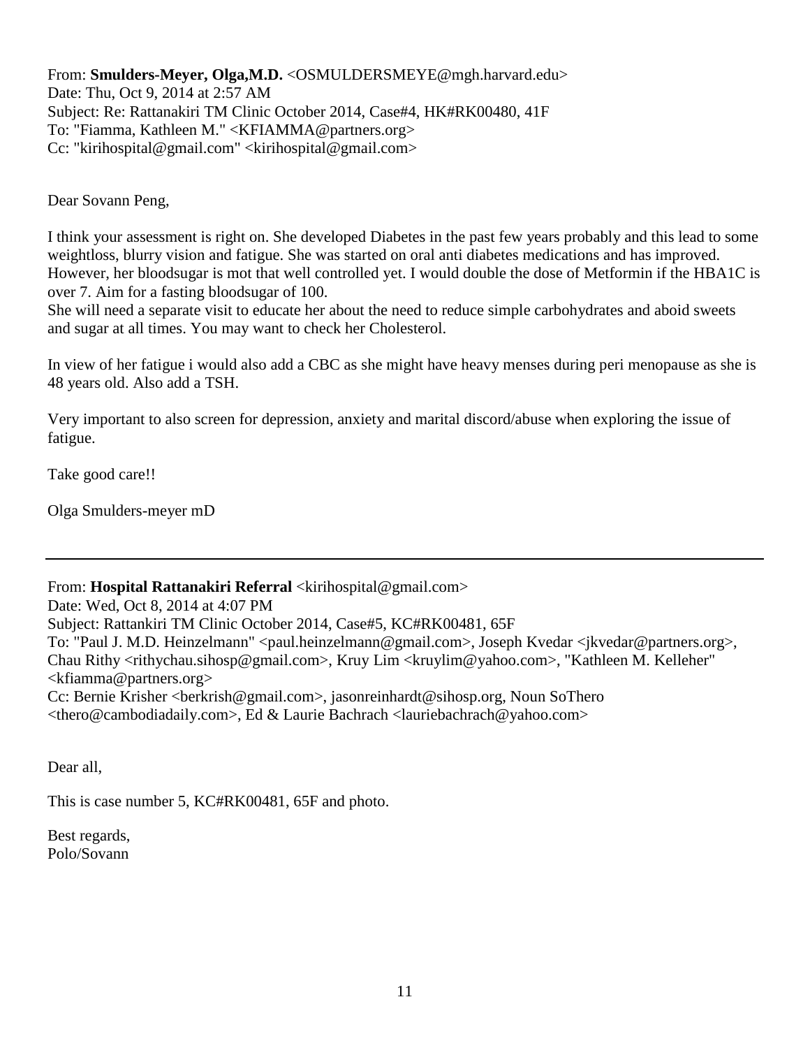From: **Smulders-Meyer, Olga,M.D.** <OSMULDERSMEYE@mgh.harvard.edu>
Date: Thu, Oct 9, 2014 at 2:57 AM
Subject: Re: Rattanakiri TM Clinic October 2014, Case#4, HK#RK00480, 41F
To: "Fiamma, Kathleen M." <KFIAMMA@partners.org>
Cc: "kirihospital@gmail.com" <kirihospital@gmail.com>

Dear Sovann Peng,

I think your assessment is right on. She developed Diabetes in the past few years probably and this lead to some weightloss, blurry vision and fatigue. She was started on oral anti diabetes medications and has improved. However, her bloodsugar is mot that well controlled yet. I would double the dose of Metformin if the HBA1C is over 7. Aim for a fasting bloodsugar of 100.
She will need a separate visit to educate her about the need to reduce simple carbohydrates and aboid sweets and sugar at all times. You may want to check her Cholesterol.

In view of her fatigue i would also add a CBC as she might have heavy menses during peri menopause as she is 48 years old. Also add a TSH.

Very important to also screen for depression, anxiety and marital discord/abuse when exploring the issue of fatigue.

Take good care!!

Olga Smulders-meyer mD

---

From: **Hospital Rattanakiri Referral** <kirihospital@gmail.com>
Date: Wed, Oct 8, 2014 at 4:07 PM
Subject: Rattankiri TM Clinic October 2014, Case#5, KC#RK00481, 65F
To: "Paul J. M.D. Heinzelmann" <paul.heinzelmann@gmail.com>, Joseph Kvedar <jkvedar@partners.org>, Chau Rithy <rithychau.sihosp@gmail.com>, Kruy Lim <kruylim@yahoo.com>, "Kathleen M. Kelleher" <kfiamma@partners.org>
Cc: Bernie Krisher <berkrish@gmail.com>, jasonreinhardt@sihosp.org, Noun SoThero <thero@cambodiadaily.com>, Ed & Laurie Bachrach <lauriebachrach@yahoo.com>

Dear all,

This is case number 5, KC#RK00481, 65F and photo.

Best regards,
Polo/Sovann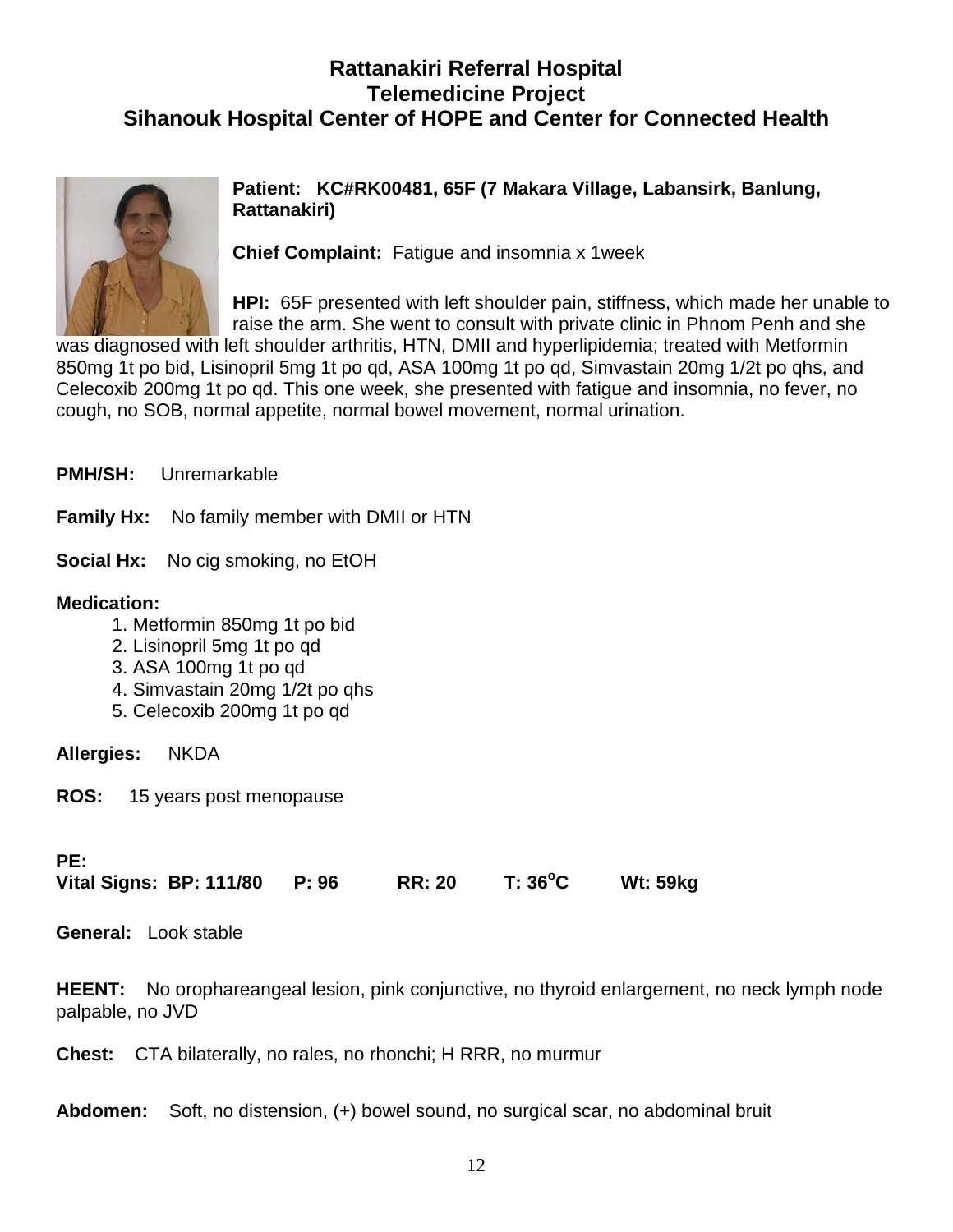# Rattanakiri Referral Hospital
# Telemedicine Project
# Sihanouk Hospital Center of HOPE and Center for Connected Health

**Patient: KC#RK00481, 65F (7 Makara Village, Labansirk, Banlung, Rattanakiri)**

**Chief Complaint:** Fatigue and insomnia x 1week

**HPI:** 65F presented with left shoulder pain, stiffness, which made her unable to raise the arm. She went to consult with private clinic in Phnom Penh and she was diagnosed with left shoulder arthritis, HTN, DMII and hyperlipidemia; treated with Metformin 850mg 1t po bid, Lisinopril 5mg 1t po qd, ASA 100mg 1t po qd, Simvastain 20mg 1/2t po qhs, and Celecoxib 200mg 1t po qd. This one week, she presented with fatigue and insomnia, no fever, no cough, no SOB, normal appetite, normal bowel movement, normal urination.

**PMH/SH:** Unremarkable

**Family Hx:** No family member with DMII or HTN

**Social Hx:** No cig smoking, no EtOH

**Medication:**

1. Metformin 850mg 1t po bid
2. Lisinopril 5mg 1t po qd
3. ASA 100mg 1t po qd
4. Simvastain 20mg 1/2t po qhs
5. Celecoxib 200mg 1t po qd

**Allergies:** NKDA

**ROS:** 15 years post menopause

**PE:**
**Vital Signs: BP: 111/80 P: 96 RR: 20 T: 36°C Wt: 59kg**

**General:** Look stable

**HEENT:** No orophareangeal lesion, pink conjunctive, no thyroid enlargement, no neck lymph node palpable, no JVD

**Chest:** CTA bilaterally, no rales, no rhonchi; H RRR, no murmur

**Abdomen:** Soft, no distension, (+) bowel sound, no surgical scar, no abdominal bruit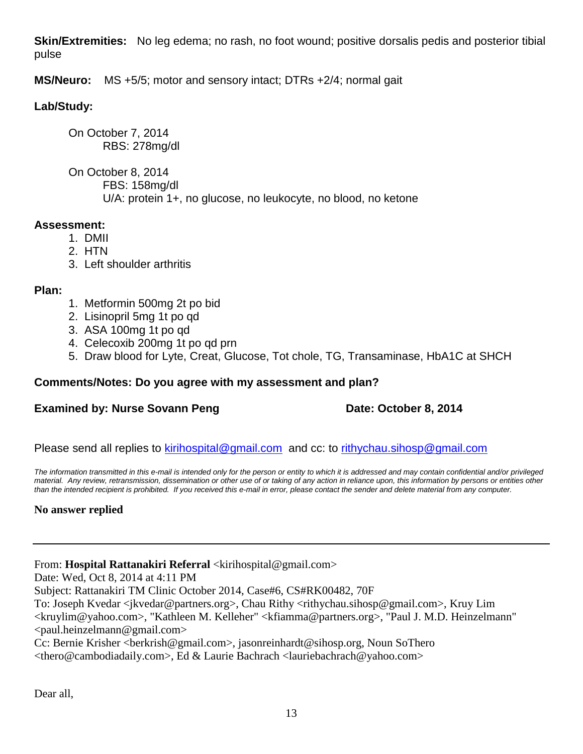**Skin/Extremities:** No leg edema; no rash, no foot wound; positive dorsalis pedis and posterior tibial pulse

**MS/Neuro:** MS +5/5; motor and sensory intact; DTRs +2/4; normal gait

**Lab/Study:**

On October 7, 2014
RBS: 278mg/dl

On October 8, 2014
FBS: 158mg/dl
U/A: protein 1+, no glucose, no leukocyte, no blood, no ketone

**Assessment:**

1. DMII
2. HTN
3. Left shoulder arthritis

**Plan:**

1. Metformin 500mg 2t po bid
2. Lisinopril 5mg 1t po qd
3. ASA 100mg 1t po qd
4. Celecoxib 200mg 1t po qd prn
5. Draw blood for Lyte, Creat, Glucose, Tot chole, TG, Transaminase, HbA1C at SHCH

**Comments/Notes: Do you agree with my assessment and plan?**

**Examined by: Nurse Sovann Peng** **Date: October 8, 2014**

Please send all replies to kirihospital@gmail.com and cc: to rithychau.sihosp@gmail.com

*The information transmitted in this e-mail is intended only for the person or entity to which it is addressed and may contain confidential and/or privileged material. Any review, retransmission, dissemination or other use of or taking of any action in reliance upon, this information by persons or entities other than the intended recipient is prohibited. If you received this e-mail in error, please contact the sender and delete material from any computer.*

**No answer replied**

---

From: **Hospital Rattanakiri Referral** <kirihospital@gmail.com>
Date: Wed, Oct 8, 2014 at 4:11 PM
Subject: Rattanakiri TM Clinic October 2014, Case#6, CS#RK00482, 70F
To: Joseph Kvedar <jkvedar@partners.org>, Chau Rithy <rithychau.sihosp@gmail.com>, Kruy Lim <kruylim@yahoo.com>, "Kathleen M. Kelleher" <kfiamma@partners.org>, "Paul J. M.D. Heinzelmann" <paul.heinzelmann@gmail.com>
Cc: Bernie Krisher <berkrish@gmail.com>, jasonreinhardt@sihosp.org, Noun SoThero <thero@cambodiadaily.com>, Ed & Laurie Bachrach <lauriebachrach@yahoo.com>

Dear all,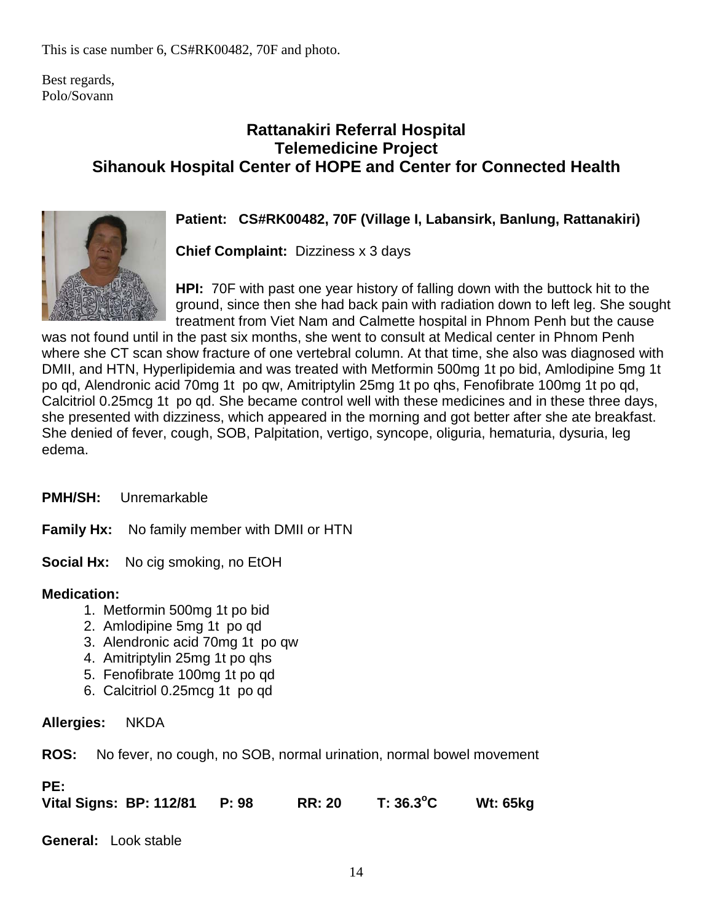This is case number 6, CS#RK00482, 70F and photo.

Best regards,
Polo/Sovann

## Rattanakiri Referral Hospital
## Telemedicine Project
## Sihanouk Hospital Center of HOPE and Center for Connected Health

**Patient: CS#RK00482, 70F (Village I, Labansirk, Banlung, Rattanakiri)**

**Chief Complaint:** Dizziness x 3 days

**HPI:** 70F with past one year history of falling down with the buttock hit to the ground, since then she had back pain with radiation down to left leg. She sought treatment from Viet Nam and Calmette hospital in Phnom Penh but the cause was not found until in the past six months, she went to consult at Medical center in Phnom Penh where she CT scan show fracture of one vertebral column. At that time, she also was diagnosed with DMII, and HTN, Hyperlipidemia and was treated with Metformin 500mg 1t po bid, Amlodipine 5mg 1t po qd, Alendronic acid 70mg 1t po qw, Amitriptylin 25mg 1t po qhs, Fenofibrate 100mg 1t po qd, Calcitriol 0.25mcg 1t po qd. She became control well with these medicines and in these three days, she presented with dizziness, which appeared in the morning and got better after she ate breakfast. She denied of fever, cough, SOB, Palpitation, vertigo, syncope, oliguria, hematuria, dysuria, leg edema.

**PMH/SH:** Unremarkable

**Family Hx:** No family member with DMII or HTN

**Social Hx:** No cig smoking, no EtOH

**Medication:**

1. Metformin 500mg 1t po bid
2. Amlodipine 5mg 1t po qd
3. Alendronic acid 70mg 1t po qw
4. Amitriptylin 25mg 1t po qhs
5. Fenofibrate 100mg 1t po qd
6. Calcitriol 0.25mcg 1t po qd

**Allergies:** NKDA

**ROS:** No fever, no cough, no SOB, normal urination, normal bowel movement

**PE:**

**Vital Signs: BP: 112/81 P: 98 RR: 20 T: 36.3°C Wt: 65kg**

**General:** Look stable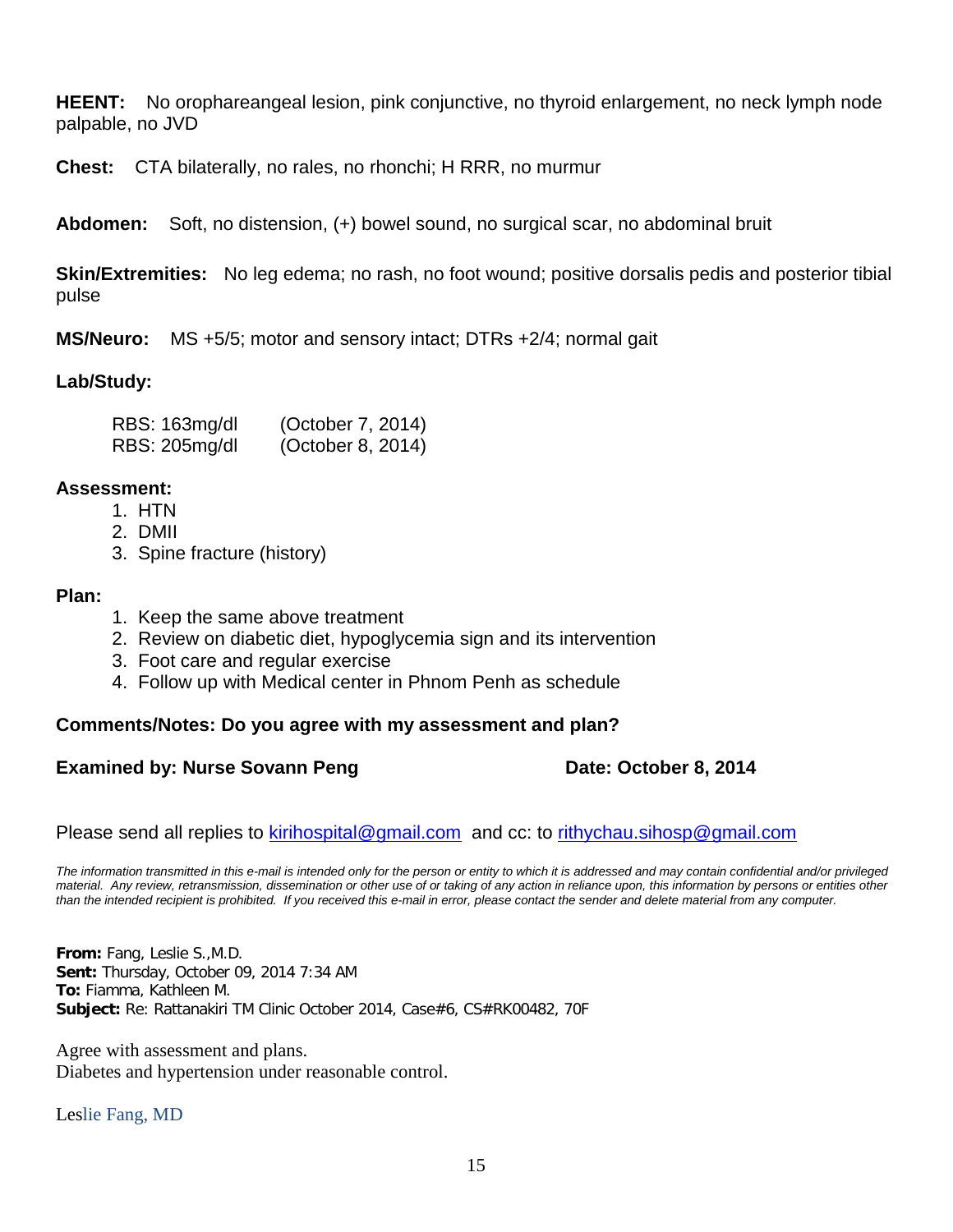**HEENT:** No orophareangeal lesion, pink conjunctive, no thyroid enlargement, no neck lymph node palpable, no JVD

**Chest:** CTA bilaterally, no rales, no rhonchi; H RRR, no murmur

**Abdomen:** Soft, no distension, (+) bowel sound, no surgical scar, no abdominal bruit

**Skin/Extremities:** No leg edema; no rash, no foot wound; positive dorsalis pedis and posterior tibial pulse

**MS/Neuro:** MS +5/5; motor and sensory intact; DTRs +2/4; normal gait

**Lab/Study:**

RBS: 163mg/dl (October 7, 2014)
RBS: 205mg/dl (October 8, 2014)

**Assessment:**

1. HTN
2. DMII
3. Spine fracture (history)

**Plan:**

1. Keep the same above treatment
2. Review on diabetic diet, hypoglycemia sign and its intervention
3. Foot care and regular exercise
4. Follow up with Medical center in Phnom Penh as schedule

**Comments/Notes: Do you agree with my assessment and plan?**

**Examined by: Nurse Sovann Peng** **Date: October 8, 2014**

Please send all replies to kirihospital@gmail.com and cc: to rithychau.sihosp@gmail.com

*The information transmitted in this e-mail is intended only for the person or entity to which it is addressed and may contain confidential and/or privileged material. Any review, retransmission, dissemination or other use of or taking of any action in reliance upon, this information by persons or entities other than the intended recipient is prohibited. If you received this e-mail in error, please contact the sender and delete material from any computer.*

**From:** Fang, Leslie S.,M.D.
**Sent:** Thursday, October 09, 2014 7:34 AM
**To:** Fiamma, Kathleen M.
**Subject:** Re: Rattanakiri TM Clinic October 2014, Case#6, CS#RK00482, 70F

Agree with assessment and plans.
Diabetes and hypertension under reasonable control.

Leslie Fang, MD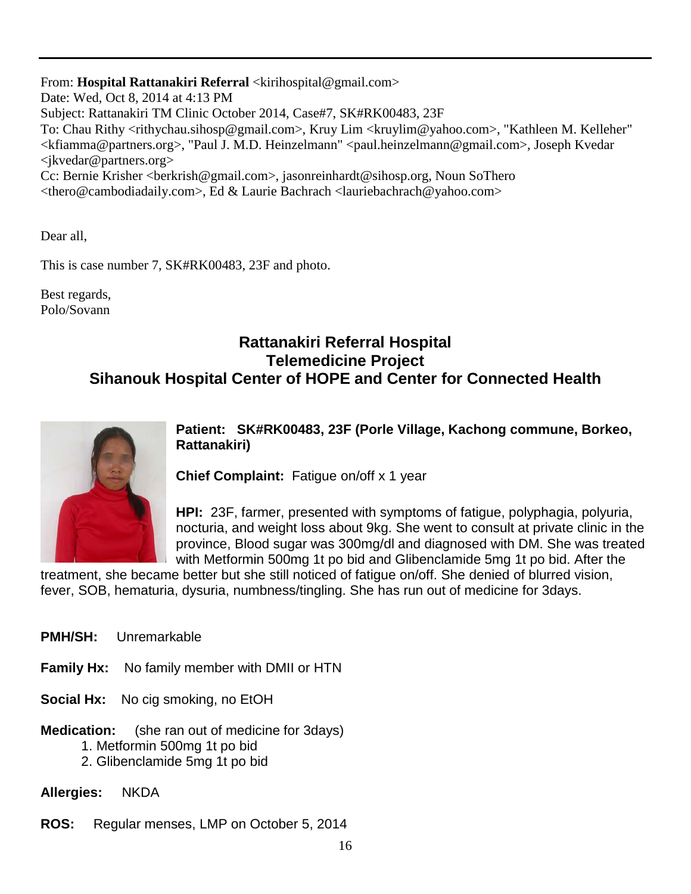From: **Hospital Rattanakiri Referral** <kirihospital@gmail.com>
Date: Wed, Oct 8, 2014 at 4:13 PM
Subject: Rattanakiri TM Clinic October 2014, Case#7, SK#RK00483, 23F
To: Chau Rithy <rithychau.sihosp@gmail.com>, Kruy Lim <kruylim@yahoo.com>, "Kathleen M. Kelleher" <kfiamma@partners.org>, "Paul J. M.D. Heinzelmann" <paul.heinzelmann@gmail.com>, Joseph Kvedar <jkvedar@partners.org>
Cc: Bernie Krisher <berkrish@gmail.com>, jasonreinhardt@sihosp.org, Noun SoThero <thero@cambodiadaily.com>, Ed & Laurie Bachrach <lauriebachrach@yahoo.com>

Dear all,

This is case number 7, SK#RK00483, 23F and photo.

Best regards,
Polo/Sovann

## Rattanakiri Referral Hospital
## Telemedicine Project
## Sihanouk Hospital Center of HOPE and Center for Connected Health

**Patient: SK#RK00483, 23F (Porle Village, Kachong commune, Borkeo, Rattanakiri)**

**Chief Complaint:** Fatigue on/off x 1 year

**HPI:** 23F, farmer, presented with symptoms of fatigue, polyphagia, polyuria, nocturia, and weight loss about 9kg. She went to consult at private clinic in the province, Blood sugar was 300mg/dl and diagnosed with DM. She was treated with Metformin 500mg 1t po bid and Glibenclamide 5mg 1t po bid. After the treatment, she became better but she still noticed of fatigue on/off. She denied of blurred vision, fever, SOB, hematuria, dysuria, numbness/tingling. She has run out of medicine for 3days.

**PMH/SH:** Unremarkable

**Family Hx:** No family member with DMII or HTN

**Social Hx:** No cig smoking, no EtOH

**Medication:** (she ran out of medicine for 3days)
1. Metformin 500mg 1t po bid
2. Glibenclamide 5mg 1t po bid

**Allergies:** NKDA

**ROS:** Regular menses, LMP on October 5, 2014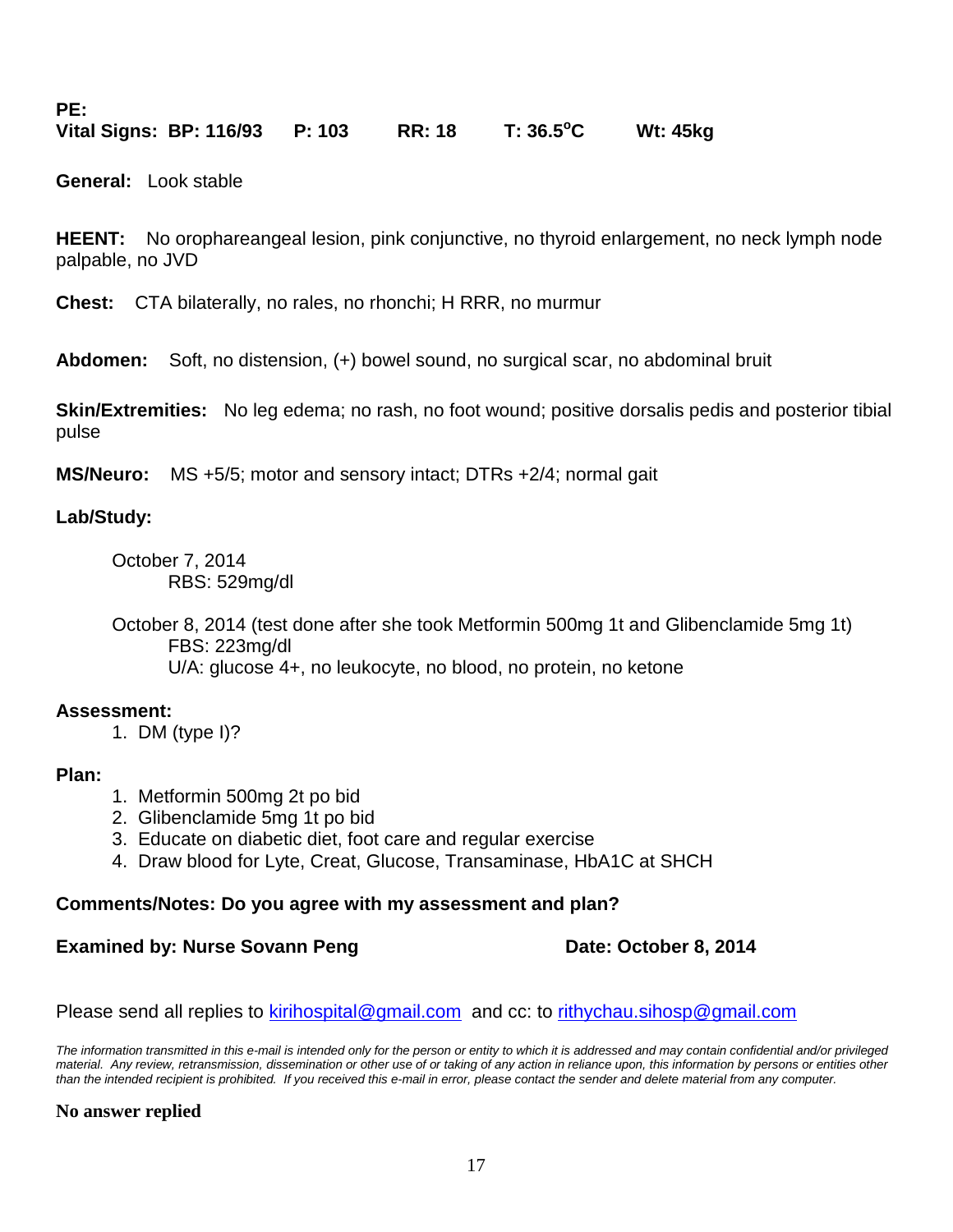**PE:**

**Vital Signs: BP: 116/93 P: 103 RR: 18 T: 36.5°C Wt: 45kg**

**General:** Look stable

**HEENT:** No orophareangeal lesion, pink conjunctive, no thyroid enlargement, no neck lymph node palpable, no JVD

**Chest:** CTA bilaterally, no rales, no rhonchi; H RRR, no murmur

**Abdomen:** Soft, no distension, (+) bowel sound, no surgical scar, no abdominal bruit

**Skin/Extremities:** No leg edema; no rash, no foot wound; positive dorsalis pedis and posterior tibial pulse

**MS/Neuro:** MS +5/5; motor and sensory intact; DTRs +2/4; normal gait

**Lab/Study:**

October 7, 2014
RBS: 529mg/dl

October 8, 2014 (test done after she took Metformin 500mg 1t and Glibenclamide 5mg 1t)
FBS: 223mg/dl
U/A: glucose 4+, no leukocyte, no blood, no protein, no ketone

**Assessment:**

1. DM (type I)?

**Plan:**

1. Metformin 500mg 2t po bid
2. Glibenclamide 5mg 1t po bid
3. Educate on diabetic diet, foot care and regular exercise
4. Draw blood for Lyte, Creat, Glucose, Transaminase, HbA1C at SHCH

**Comments/Notes: Do you agree with my assessment and plan?**

**Examined by: Nurse Sovann Peng** **Date: October 8, 2014**

Please send all replies to kirihospital@gmail.com and cc: to rithychau.sihosp@gmail.com

*The information transmitted in this e-mail is intended only for the person or entity to which it is addressed and may contain confidential and/or privileged material. Any review, retransmission, dissemination or other use of or taking of any action in reliance upon, this information by persons or entities other than the intended recipient is prohibited. If you received this e-mail in error, please contact the sender and delete material from any computer.*

**No answer replied**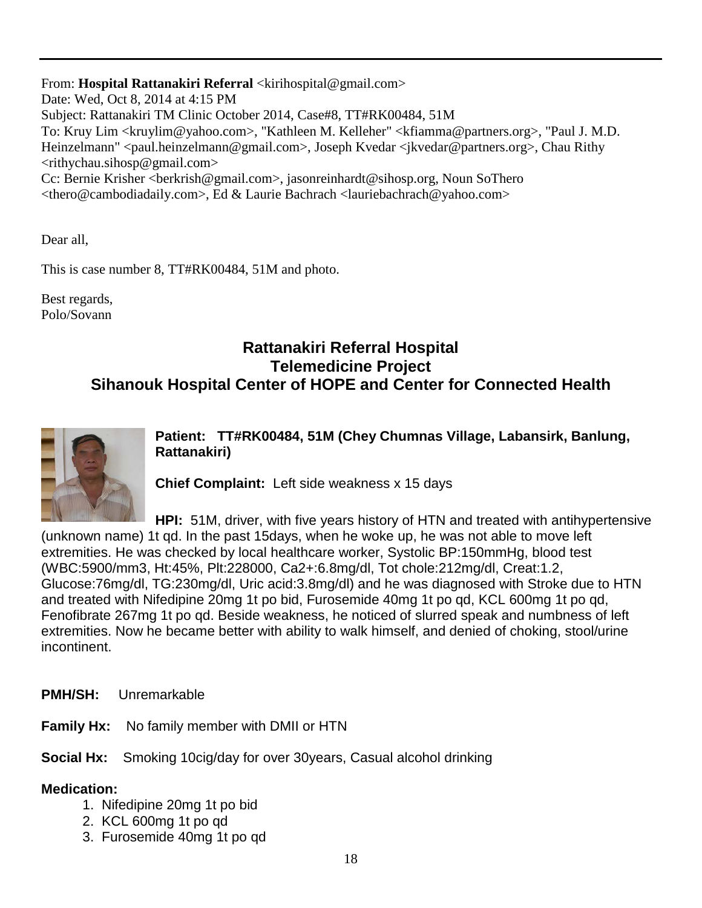From: **Hospital Rattanakiri Referral** <kirihospital@gmail.com>
Date: Wed, Oct 8, 2014 at 4:15 PM
Subject: Rattanakiri TM Clinic October 2014, Case#8, TT#RK00484, 51M
To: Kruy Lim <kruylim@yahoo.com>, "Kathleen M. Kelleher" <kfiamma@partners.org>, "Paul J. M.D. Heinzelmann" <paul.heinzelmann@gmail.com>, Joseph Kvedar <jkvedar@partners.org>, Chau Rithy <rithychau.sihosp@gmail.com>
Cc: Bernie Krisher <berkrish@gmail.com>, jasonreinhardt@sihosp.org, Noun SoThero <thero@cambodiadaily.com>, Ed & Laurie Bachrach <lauriebachrach@yahoo.com>

Dear all,

This is case number 8, TT#RK00484, 51M and photo.

Best regards,
Polo/Sovann

## Rattanakiri Referral Hospital
## Telemedicine Project
## Sihanouk Hospital Center of HOPE and Center for Connected Health

**Patient: TT#RK00484, 51M (Chey Chumnas Village, Labansirk, Banlung, Rattanakiri)**

**Chief Complaint:** Left side weakness x 15 days

**HPI:** 51M, driver, with five years history of HTN and treated with antihypertensive (unknown name) 1t qd. In the past 15days, when he woke up, he was not able to move left extremities. He was checked by local healthcare worker, Systolic BP:150mmHg, blood test (WBC:5900/mm3, Ht:45%, Plt:228000, Ca2+:6.8mg/dl, Tot chole:212mg/dl, Creat:1.2, Glucose:76mg/dl, TG:230mg/dl, Uric acid:3.8mg/dl) and he was diagnosed with Stroke due to HTN and treated with Nifedipine 20mg 1t po bid, Furosemide 40mg 1t po qd, KCL 600mg 1t po qd, Fenofibrate 267mg 1t po qd. Beside weakness, he noticed of slurred speak and numbness of left extremities. Now he became better with ability to walk himself, and denied of choking, stool/urine incontinent.

**PMH/SH:** Unremarkable

**Family Hx:** No family member with DMII or HTN

**Social Hx:** Smoking 10cig/day for over 30years, Casual alcohol drinking

**Medication:**

1. Nifedipine 20mg 1t po bid
2. KCL 600mg 1t po qd
3. Furosemide 40mg 1t po qd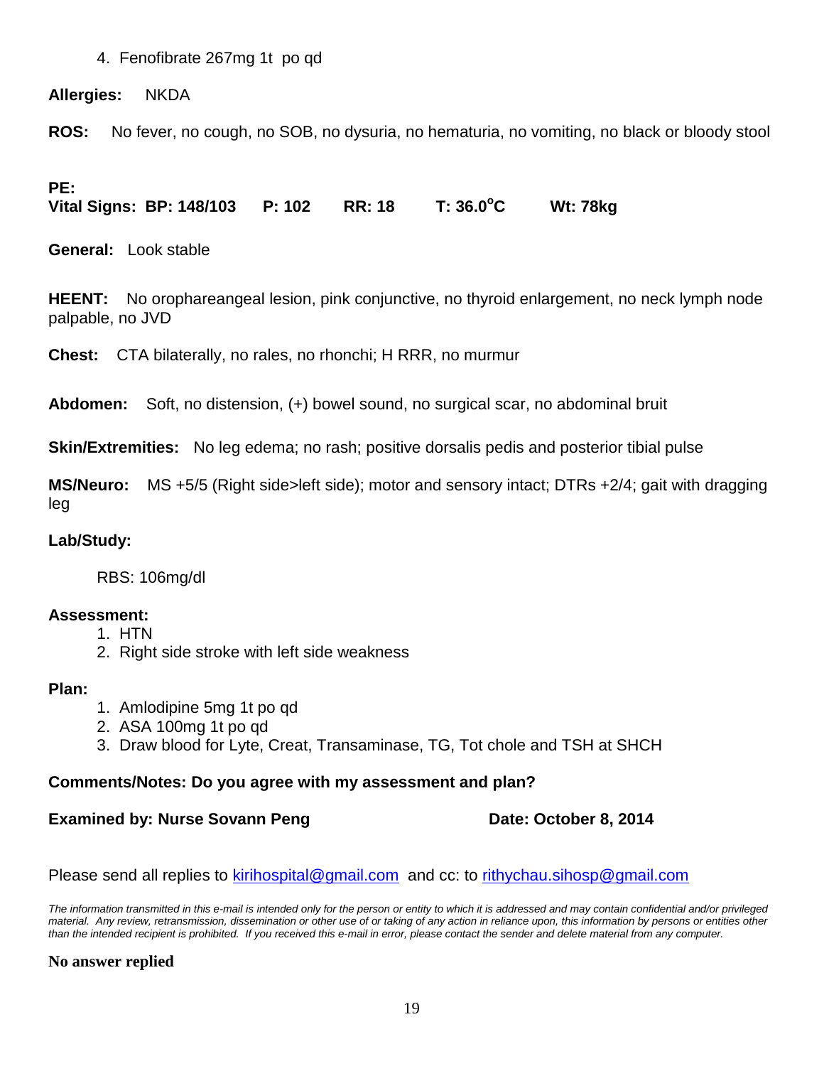4. Fenofibrate 267mg 1t po qd

**Allergies:** NKDA

**ROS:** No fever, no cough, no SOB, no dysuria, no hematuria, no vomiting, no black or bloody stool

**PE:**
**Vital Signs: BP: 148/103 P: 102 RR: 18 T: 36.0$^{o}$C Wt: 78kg**

**General:** Look stable

**HEENT:** No orophareangeal lesion, pink conjunctive, no thyroid enlargement, no neck lymph node palpable, no JVD

**Chest:** CTA bilaterally, no rales, no rhonchi; H RRR, no murmur

**Abdomen:** Soft, no distension, (+) bowel sound, no surgical scar, no abdominal bruit

**Skin/Extremities:** No leg edema; no rash; positive dorsalis pedis and posterior tibial pulse

**MS/Neuro:** MS +5/5 (Right side>left side); motor and sensory intact; DTRs +2/4; gait with dragging leg

**Lab/Study:**

RBS: 106mg/dl

**Assessment:**

1. HTN
2. Right side stroke with left side weakness

**Plan:**

1. Amlodipine 5mg 1t po qd
2. ASA 100mg 1t po qd
3. Draw blood for Lyte, Creat, Transaminase, TG, Tot chole and TSH at SHCH

**Comments/Notes: Do you agree with my assessment and plan?**

**Examined by: Nurse Sovann Peng** **Date: October 8, 2014**

Please send all replies to kirihospital@gmail.com and cc: to rithychau.sihosp@gmail.com

*The information transmitted in this e-mail is intended only for the person or entity to which it is addressed and may contain confidential and/or privileged material. Any review, retransmission, dissemination or other use of or taking of any action in reliance upon, this information by persons or entities other than the intended recipient is prohibited. If you received this e-mail in error, please contact the sender and delete material from any computer.*

**No answer replied**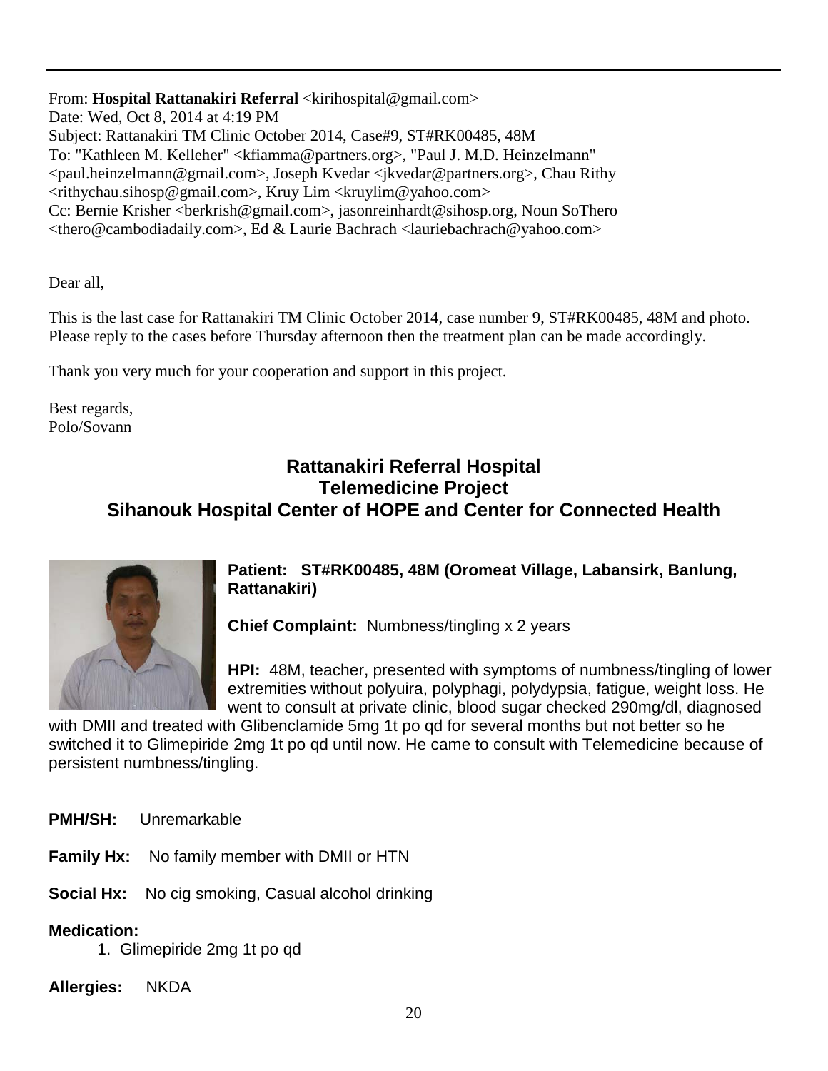From: **Hospital Rattanakiri Referral** <kirihospital@gmail.com>
Date: Wed, Oct 8, 2014 at 4:19 PM
Subject: Rattanakiri TM Clinic October 2014, Case#9, ST#RK00485, 48M
To: "Kathleen M. Kelleher" <kfiamma@partners.org>, "Paul J. M.D. Heinzelmann" <paul.heinzelmann@gmail.com>, Joseph Kvedar <jkvedar@partners.org>, Chau Rithy <rithychau.sihosp@gmail.com>, Kruy Lim <kruylim@yahoo.com>
Cc: Bernie Krisher <berkrish@gmail.com>, jasonreinhardt@sihosp.org, Noun SoThero <thero@cambodiadaily.com>, Ed & Laurie Bachrach <lauriebachrach@yahoo.com>

Dear all,

This is the last case for Rattanakiri TM Clinic October 2014, case number 9, ST#RK00485, 48M and photo. Please reply to the cases before Thursday afternoon then the treatment plan can be made accordingly.

Thank you very much for your cooperation and support in this project.

Best regards,
Polo/Sovann

## Rattanakiri Referral Hospital
## Telemedicine Project
## Sihanouk Hospital Center of HOPE and Center for Connected Health

**Patient: ST#RK00485, 48M (Oromeat Village, Labansirk, Banlung, Rattanakiri)**

**Chief Complaint:** Numbness/tingling x 2 years

**HPI:** 48M, teacher, presented with symptoms of numbness/tingling of lower extremities without polyuira, polyphagi, polydypsia, fatigue, weight loss. He went to consult at private clinic, blood sugar checked 290mg/dl, diagnosed with DMII and treated with Glibenclamide 5mg 1t po qd for several months but not better so he switched it to Glimepiride 2mg 1t po qd until now. He came to consult with Telemedicine because of persistent numbness/tingling.

**PMH/SH:** Unremarkable

**Family Hx:** No family member with DMII or HTN

**Social Hx:** No cig smoking, Casual alcohol drinking

**Medication:**

1. Glimepiride 2mg 1t po qd

**Allergies:** NKDA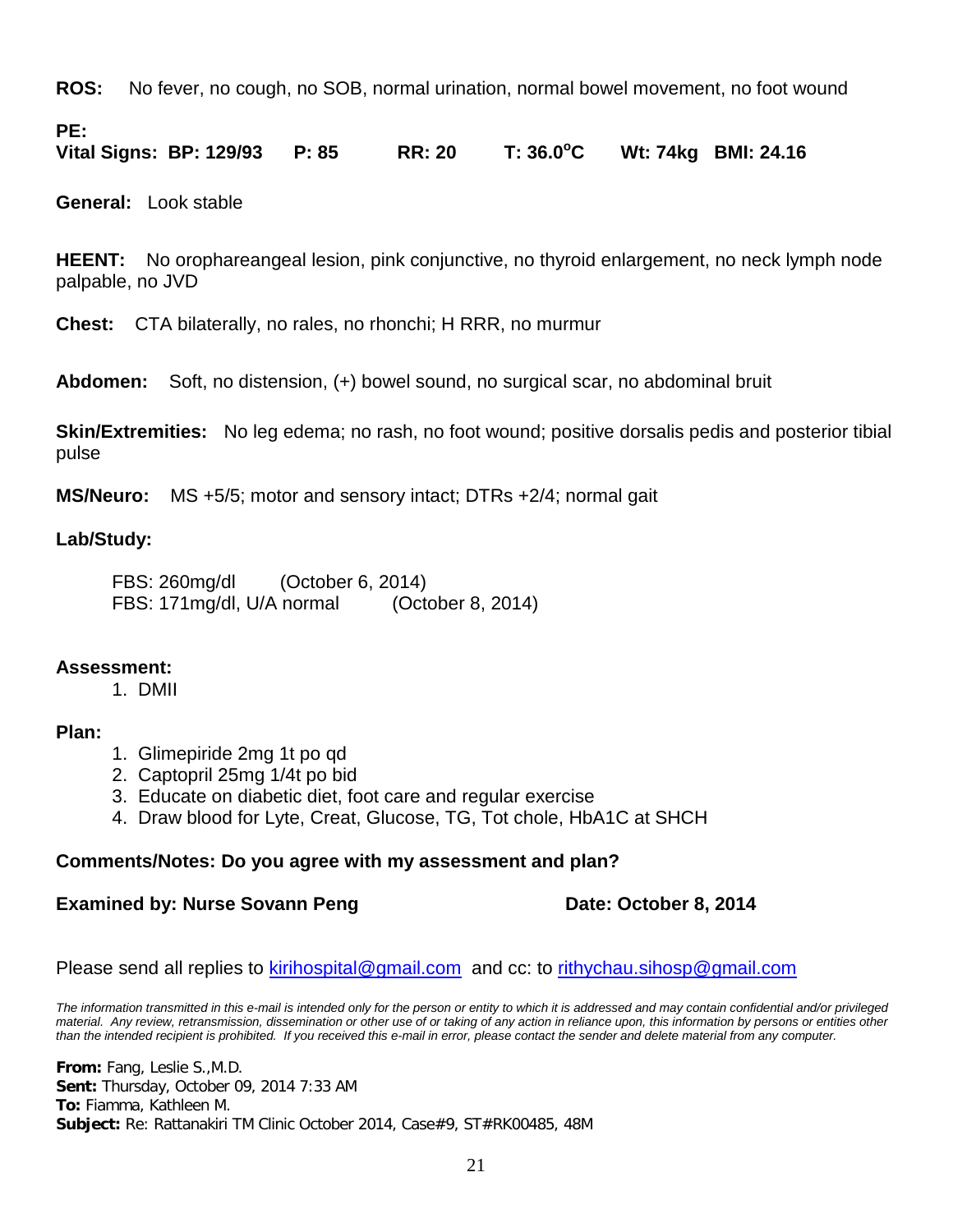**ROS:** No fever, no cough, no SOB, normal urination, normal bowel movement, no foot wound

**PE:**
**Vital Signs: BP: 129/93 P: 85 RR: 20 T: 36.0$^{o}$C Wt: 74kg BMI: 24.16**

**General:** Look stable

**HEENT:** No orophareangeal lesion, pink conjunctive, no thyroid enlargement, no neck lymph node palpable, no JVD

**Chest:** CTA bilaterally, no rales, no rhonchi; H RRR, no murmur

**Abdomen:** Soft, no distension, (+) bowel sound, no surgical scar, no abdominal bruit

**Skin/Extremities:** No leg edema; no rash, no foot wound; positive dorsalis pedis and posterior tibial pulse

**MS/Neuro:** MS +5/5; motor and sensory intact; DTRs +2/4; normal gait

**Lab/Study:**

FBS: 260mg/dl (October 6, 2014)
FBS: 171mg/dl, U/A normal (October 8, 2014)

**Assessment:**

1. DMII

**Plan:**

1. Glimepiride 2mg 1t po qd
2. Captopril 25mg 1/4t po bid
3. Educate on diabetic diet, foot care and regular exercise
4. Draw blood for Lyte, Creat, Glucose, TG, Tot chole, HbA1C at SHCH

**Comments/Notes: Do you agree with my assessment and plan?**

**Examined by: Nurse Sovann Peng** **Date: October 8, 2014**

Please send all replies to kirihospital@gmail.com and cc: to rithychau.sihosp@gmail.com

*The information transmitted in this e-mail is intended only for the person or entity to which it is addressed and may contain confidential and/or privileged material. Any review, retransmission, dissemination or other use of or taking of any action in reliance upon, this information by persons or entities other than the intended recipient is prohibited. If you received this e-mail in error, please contact the sender and delete material from any computer.*

**From:** Fang, Leslie S.,M.D.
**Sent:** Thursday, October 09, 2014 7:33 AM
**To:** Fiamma, Kathleen M.
**Subject:** Re: Rattanakiri TM Clinic October 2014, Case#9, ST#RK00485, 48M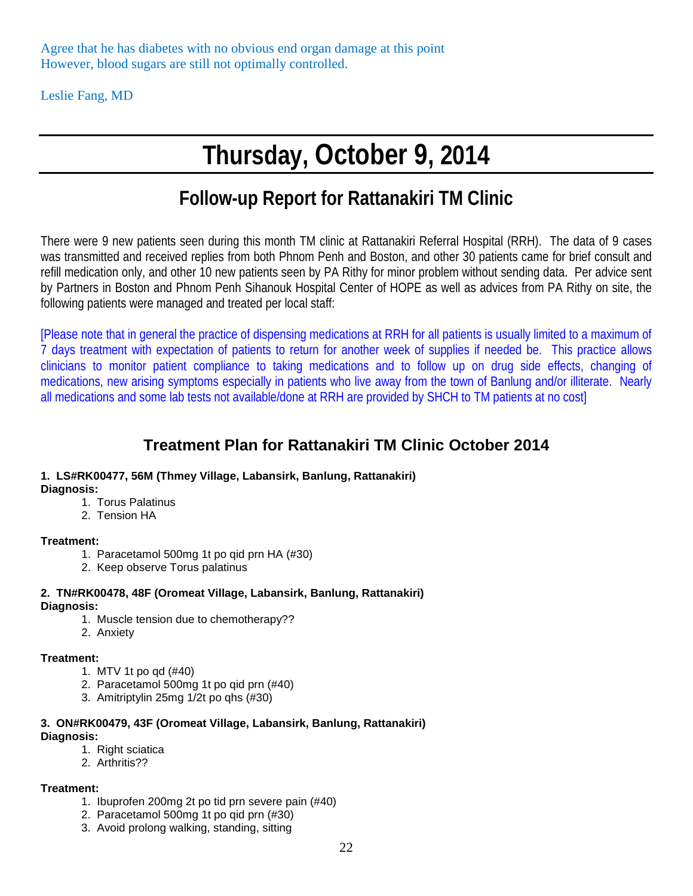Agree that he has diabetes with no obvious end organ damage at this point
However, blood sugars are still not optimally controlled.

Leslie Fang, MD

# Thursday, October 9, 2014

## Follow-up Report for Rattanakiri TM Clinic

There were 9 new patients seen during this month TM clinic at Rattanakiri Referral Hospital (RRH). The data of 9 cases was transmitted and received replies from both Phnom Penh and Boston, and other 30 patients came for brief consult and refill medication only, and other 10 new patients seen by PA Rithy for minor problem without sending data. Per advice sent by Partners in Boston and Phnom Penh Sihanouk Hospital Center of HOPE as well as advices from PA Rithy on site, the following patients were managed and treated per local staff:

[Please note that in general the practice of dispensing medications at RRH for all patients is usually limited to a maximum of 7 days treatment with expectation of patients to return for another week of supplies if needed be. This practice allows clinicians to monitor patient compliance to taking medications and to follow up on drug side effects, changing of medications, new arising symptoms especially in patients who live away from the town of Banlung and/or illiterate. Nearly all medications and some lab tests not available/done at RRH are provided by SHCH to TM patients at no cost]

## Treatment Plan for Rattanakiri TM Clinic October 2014

**1. LS#RK00477, 56M (Thmey Village, Labansirk, Banlung, Rattanakiri)**

**Diagnosis:**

1. Torus Palatinus
2. Tension HA

**Treatment:**

1. Paracetamol 500mg 1t po qid prn HA (#30)
2. Keep observe Torus palatinus

**2. TN#RK00478, 48F (Oromeat Village, Labansirk, Banlung, Rattanakiri)**

**Diagnosis:**

1. Muscle tension due to chemotherapy??
2. Anxiety

**Treatment:**

1. MTV 1t po qd (#40)
2. Paracetamol 500mg 1t po qid prn (#40)
3. Amitriptylin 25mg 1/2t po qhs (#30)

**3. ON#RK00479, 43F (Oromeat Village, Labansirk, Banlung, Rattanakiri)**

**Diagnosis:**

1. Right sciatica
2. Arthritis??

**Treatment:**

1. Ibuprofen 200mg 2t po tid prn severe pain (#40)
2. Paracetamol 500mg 1t po qid prn (#30)
3. Avoid prolong walking, standing, sitting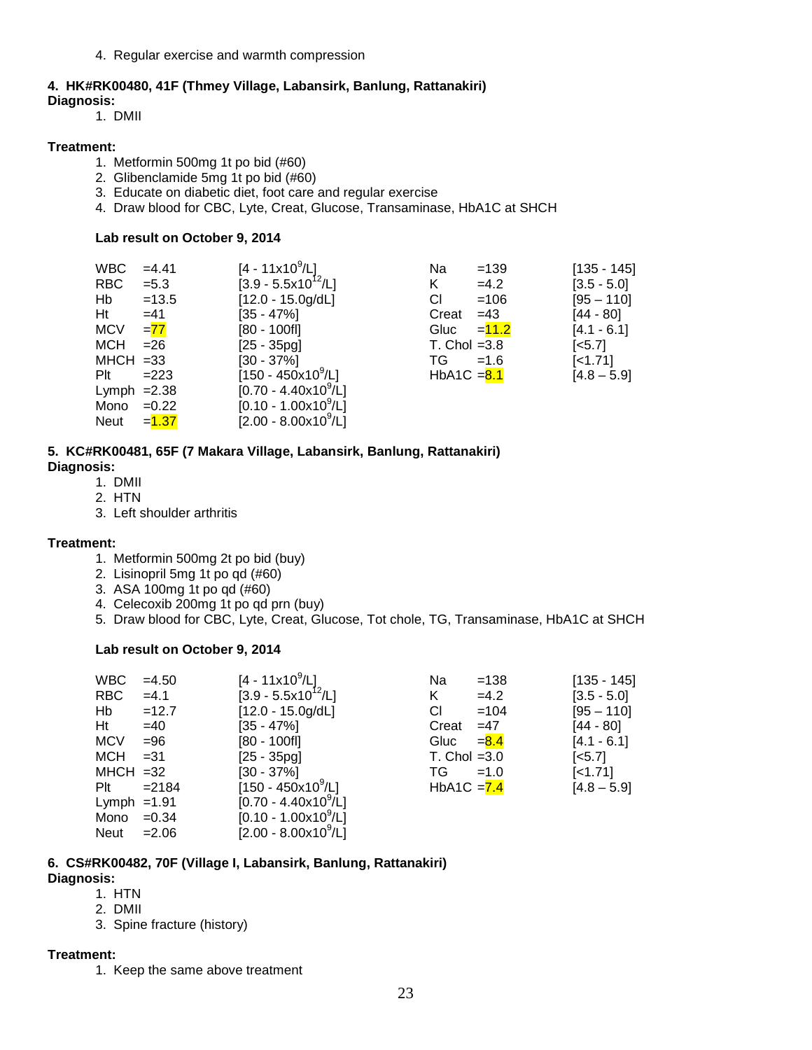4. Regular exercise and warmth compression

**4. HK#RK00480, 41F (Thmey Village, Labansirk, Banlung, Rattanakiri)**

**Diagnosis:**

1. DMII

**Treatment:**

1. Metformin 500mg 1t po bid (#60)
2. Glibenclamide 5mg 1t po bid (#60)
3. Educate on diabetic diet, foot care and regular exercise
4. Draw blood for CBC, Lyte, Creat, Glucose, Transaminase, HbA1C at SHCH

**Lab result on October 9, 2014**

| | | | | | |
|---|---|---|---|---|---|
| WBC | =4.41 | [4 - 11x10$^9$/L] | Na | =139 | [135 - 145] |
| RBC | =5.3 | [3.9 - 5.5x10$^{12}$/L] | K | =4.2 | [3.5 - 5.0] |
| Hb | =13.5 | [12.0 - 15.0g/dL] | Cl | =106 | [95 – 110] |
| Ht | =41 | [35 - 47%] | Creat | =43 | [44 - 80] |
| MCV | =77 | [80 - 100fl] | Gluc | =11.2 | [4.1 - 6.1] |
| MCH | =26 | [25 - 35pg] | T. Chol | =3.8 | [<5.7] |
| MHCH | =33 | [30 - 37%] | TG | =1.6 | [<1.71] |
| Plt | =223 | [150 - 450x10$^9$/L] | HbA1C | =8.1 | [4.8 – 5.9] |
| Lymph | =2.38 | [0.70 - 4.40x10$^9$/L] | | | |
| Mono | =0.22 | [0.10 - 1.00x10$^9$/L] | | | |
| Neut | =1.37 | [2.00 - 8.00x10$^9$/L] | | | |

**5. KC#RK00481, 65F (7 Makara Village, Labansirk, Banlung, Rattanakiri)**

**Diagnosis:**

1. DMII
2. HTN
3. Left shoulder arthritis

**Treatment:**

1. Metformin 500mg 2t po bid (buy)
2. Lisinopril 5mg 1t po qd (#60)
3. ASA 100mg 1t po qd (#60)
4. Celecoxib 200mg 1t po qd prn (buy)
5. Draw blood for CBC, Lyte, Creat, Glucose, Tot chole, TG, Transaminase, HbA1C at SHCH

**Lab result on October 9, 2014**

| | | | | | |
|---|---|---|---|---|---|
| WBC | =4.50 | [4 - 11x10$^9$/L] | Na | =138 | [135 - 145] |
| RBC | =4.1 | [3.9 - 5.5x10$^{12}$/L] | K | =4.2 | [3.5 - 5.0] |
| Hb | =12.7 | [12.0 - 15.0g/dL] | Cl | =104 | [95 – 110] |
| Ht | =40 | [35 - 47%] | Creat | =47 | [44 - 80] |
| MCV | =96 | [80 - 100fl] | Gluc | =8.4 | [4.1 - 6.1] |
| MCH | =31 | [25 - 35pg] | T. Chol | =3.0 | [<5.7] |
| MHCH | =32 | [30 - 37%] | TG | =1.0 | [<1.71] |
| Plt | =2184 | [150 - 450x10$^9$/L] | HbA1C | =7.4 | [4.8 – 5.9] |
| Lymph | =1.91 | [0.70 - 4.40x10$^9$/L] | | | |
| Mono | =0.34 | [0.10 - 1.00x10$^9$/L] | | | |
| Neut | =2.06 | [2.00 - 8.00x10$^9$/L] | | | |

**6. CS#RK00482, 70F (Village I, Labansirk, Banlung, Rattanakiri)**

**Diagnosis:**

1. HTN
2. DMII
3. Spine fracture (history)

**Treatment:**

1. Keep the same above treatment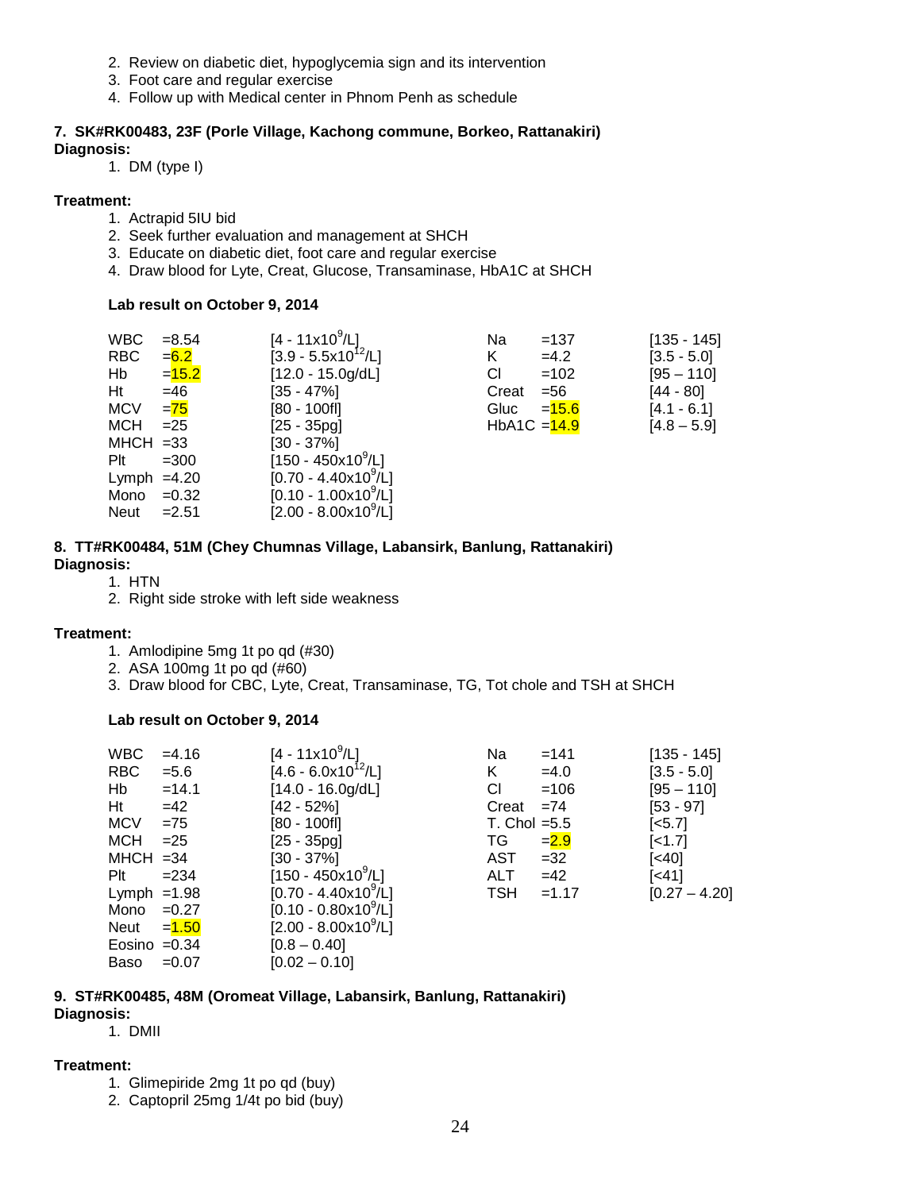2. Review on diabetic diet, hypoglycemia sign and its intervention
3. Foot care and regular exercise
4. Follow up with Medical center in Phnom Penh as schedule

**7. SK#RK00483, 23F (Porle Village, Kachong commune, Borkeo, Rattanakiri)**

**Diagnosis:**

1. DM (type I)

**Treatment:**

1. Actrapid 5IU bid
2. Seek further evaluation and management at SHCH
3. Educate on diabetic diet, foot care and regular exercise
4. Draw blood for Lyte, Creat, Glucose, Transaminase, HbA1C at SHCH

**Lab result on October 9, 2014**

| | | | | | |
|---|---|---|---|---|---|
| WBC | =8.54 | [4 - 11x10$^9$/L] | Na | =137 | [135 - 145] |
| RBC | =6.2 | [3.9 - 5.5x10$^{12}$/L] | K | =4.2 | [3.5 - 5.0] |
| Hb | =15.2 | [12.0 - 15.0g/dL] | Cl | =102 | [95 – 110] |
| Ht | =46 | [35 - 47%] | Creat | =56 | [44 - 80] |
| MCV | =75 | [80 - 100fl] | Gluc | =15.6 | [4.1 - 6.1] |
| MCH | =25 | [25 - 35pg] | HbA1C | =14.9 | [4.8 – 5.9] |
| MHCH | =33 | [30 - 37%] | | | |
| Plt | =300 | [150 - 450x10$^9$/L] | | | |
| Lymph | =4.20 | [0.70 - 4.40x10$^9$/L] | | | |
| Mono | =0.32 | [0.10 - 1.00x10$^9$/L] | | | |
| Neut | =2.51 | [2.00 - 8.00x10$^9$/L] | | | |

**8. TT#RK00484, 51M (Chey Chumnas Village, Labansirk, Banlung, Rattanakiri)**

**Diagnosis:**

1. HTN
2. Right side stroke with left side weakness

**Treatment:**

1. Amlodipine 5mg 1t po qd (#30)
2. ASA 100mg 1t po qd (#60)
3. Draw blood for CBC, Lyte, Creat, Transaminase, TG, Tot chole and TSH at SHCH

**Lab result on October 9, 2014**

| | | | | | |
|---|---|---|---|---|---|
| WBC | =4.16 | [4 - 11x10$^9$/L] | Na | =141 | [135 - 145] |
| RBC | =5.6 | [4.6 - 6.0x10$^{12}$/L] | K | =4.0 | [3.5 - 5.0] |
| Hb | =14.1 | [14.0 - 16.0g/dL] | Cl | =106 | [95 – 110] |
| Ht | =42 | [42 - 52%] | Creat | =74 | [53 - 97] |
| MCV | =75 | [80 - 100fl] | T. Chol | =5.5 | [<5.7] |
| MCH | =25 | [25 - 35pg] | TG | =2.9 | [<1.7] |
| MHCH | =34 | [30 - 37%] | AST | =32 | [<40] |
| Plt | =234 | [150 - 450x10$^9$/L] | ALT | =42 | [<41] |
| Lymph | =1.98 | [0.70 - 4.40x10$^9$/L] | TSH | =1.17 | [0.27 – 4.20] |
| Mono | =0.27 | [0.10 - 0.80x10$^9$/L] | | | |
| Neut | =1.50 | [2.00 - 8.00x10$^9$/L] | | | |
| Eosino | =0.34 | [0.8 – 0.40] | | | |
| Baso | =0.07 | [0.02 – 0.10] | | | |

**9. ST#RK00485, 48M (Oromeat Village, Labansirk, Banlung, Rattanakiri)**

**Diagnosis:**

1. DMII

**Treatment:**

1. Glimepiride 2mg 1t po qd (buy)
2. Captopril 25mg 1/4t po bid (buy)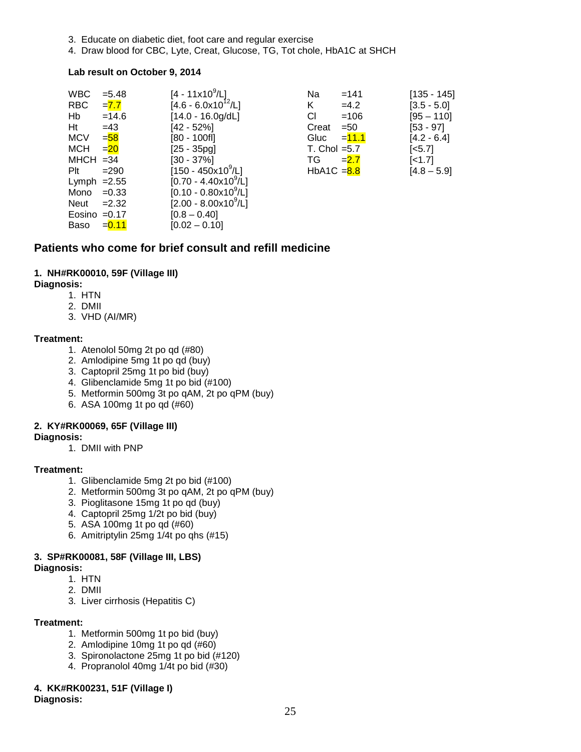3. Educate on diabetic diet, foot care and regular exercise
4. Draw blood for CBC, Lyte, Creat, Glucose, TG, Tot chole, HbA1C at SHCH

**Lab result on October 9, 2014**

| Test | Result | Reference | Test | Result | Reference |
|---|---|---|---|---|---|
| WBC | =5.48 | [4 - 11x10$^9$/L] | Na | =141 | [135 - 145] |
| RBC | =7.7 | [4.6 - 6.0x10$^{12}$/L] | K | =4.2 | [3.5 - 5.0] |
| Hb | =14.6 | [14.0 - 16.0g/dL] | Cl | =106 | [95 – 110] |
| Ht | =43 | [42 - 52%] | Creat | =50 | [53 - 97] |
| MCV | =58 | [80 - 100fl] | Gluc | =11.1 | [4.2 - 6.4] |
| MCH | =20 | [25 - 35pg] | T. Chol | =5.7 | [<5.7] |
| MHCH | =34 | [30 - 37%] | TG | =2.7 | [<1.7] |
| Plt | =290 | [150 - 450x10$^9$/L] | HbA1C | =8.8 | [4.8 – 5.9] |
| Lymph | =2.55 | [0.70 - 4.40x10$^9$/L] | | | |
| Mono | =0.33 | [0.10 - 0.80x10$^9$/L] | | | |
| Neut | =2.32 | [2.00 - 8.00x10$^9$/L] | | | |
| Eosino | =0.17 | [0.8 – 0.40] | | | |
| Baso | =0.11 | [0.02 – 0.10] | | | |

## Patients who come for brief consult and refill medicine

**1. NH#RK00010, 59F (Village III)**

**Diagnosis:**

1. HTN
2. DMII
3. VHD (AI/MR)

**Treatment:**

1. Atenolol 50mg 2t po qd (#80)
2. Amlodipine 5mg 1t po qd (buy)
3. Captopril 25mg 1t po bid (buy)
4. Glibenclamide 5mg 1t po bid (#100)
5. Metformin 500mg 3t po qAM, 2t po qPM (buy)
6. ASA 100mg 1t po qd (#60)

**2. KY#RK00069, 65F (Village III)**

**Diagnosis:**

1. DMII with PNP

**Treatment:**

1. Glibenclamide 5mg 2t po bid (#100)
2. Metformin 500mg 3t po qAM, 2t po qPM (buy)
3. Pioglitasone 15mg 1t po qd (buy)
4. Captopril 25mg 1/2t po bid (buy)
5. ASA 100mg 1t po qd (#60)
6. Amitriptylin 25mg 1/4t po qhs (#15)

**3. SP#RK00081, 58F (Village III, LBS)**

**Diagnosis:**

1. HTN
2. DMII
3. Liver cirrhosis (Hepatitis C)

**Treatment:**

1. Metformin 500mg 1t po bid (buy)
2. Amlodipine 10mg 1t po qd (#60)
3. Spironolactone 25mg 1t po bid (#120)
4. Propranolol 40mg 1/4t po bid (#30)

**4. KK#RK00231, 51F (Village I)**

**Diagnosis:**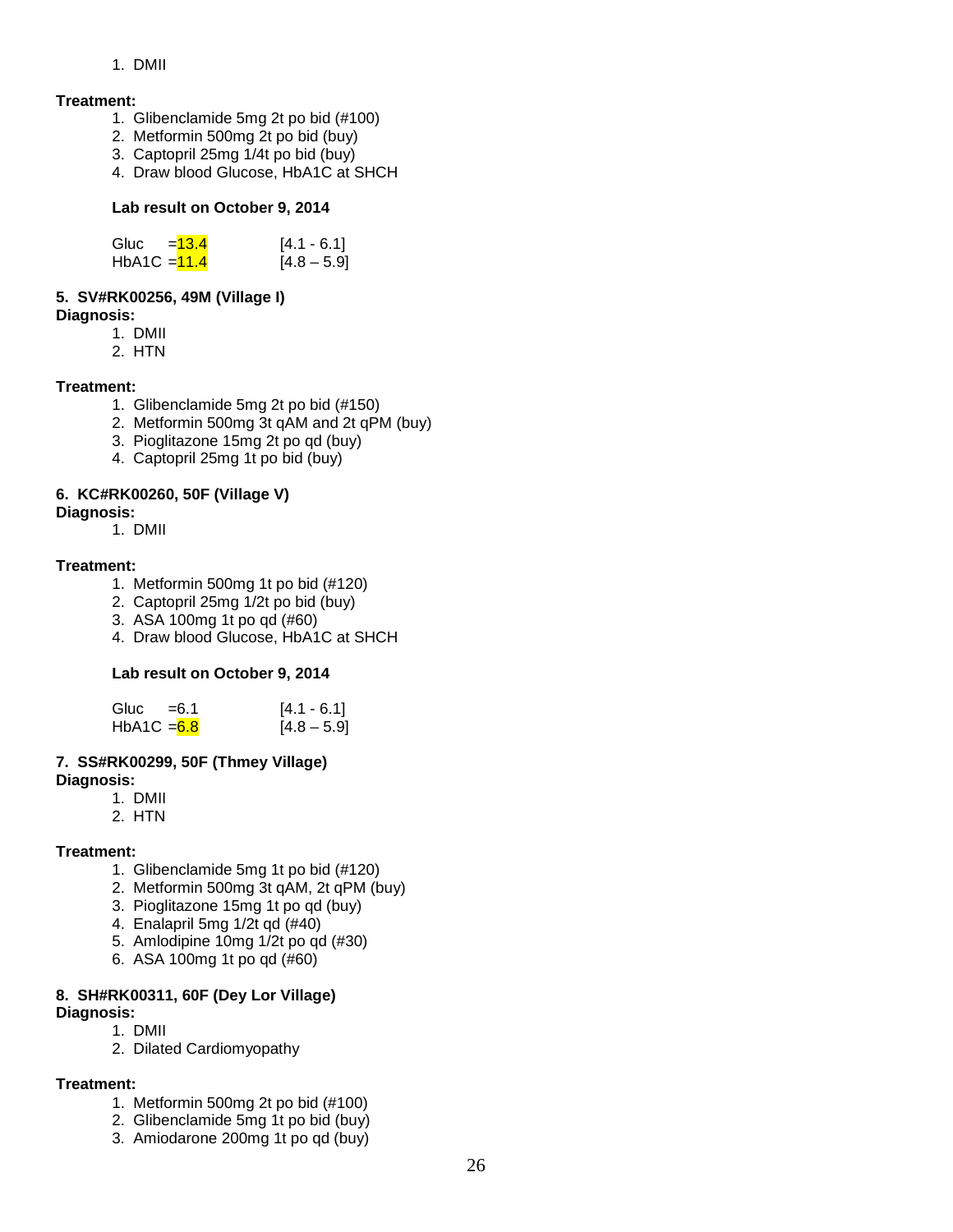1. DMII

**Treatment:**

1. Glibenclamide 5mg 2t po bid (#100)
2. Metformin 500mg 2t po bid (buy)
3. Captopril 25mg 1/4t po bid (buy)
4. Draw blood Glucose, HbA1C at SHCH

**Lab result on October 9, 2014**

| | | |
|---|---|---|
| Gluc | =13.4 | [4.1 - 6.1] |
| HbA1C | =11.4 | [4.8 – 5.9] |

**5. SV#RK00256, 49M (Village I)**

**Diagnosis:**

1. DMII
2. HTN

**Treatment:**

1. Glibenclamide 5mg 2t po bid (#150)
2. Metformin 500mg 3t qAM and 2t qPM (buy)
3. Pioglitazone 15mg 2t po qd (buy)
4. Captopril 25mg 1t po bid (buy)

**6. KC#RK00260, 50F (Village V)**

**Diagnosis:**

1. DMII

**Treatment:**

1. Metformin 500mg 1t po bid (#120)
2. Captopril 25mg 1/2t po bid (buy)
3. ASA 100mg 1t po qd (#60)
4. Draw blood Glucose, HbA1C at SHCH

**Lab result on October 9, 2014**

| | | |
|---|---|---|
| Gluc | =6.1 | [4.1 - 6.1] |
| HbA1C | =6.8 | [4.8 – 5.9] |

**7. SS#RK00299, 50F (Thmey Village)**

**Diagnosis:**

1. DMII
2. HTN

**Treatment:**

1. Glibenclamide 5mg 1t po bid (#120)
2. Metformin 500mg 3t qAM, 2t qPM (buy)
3. Pioglitazone 15mg 1t po qd (buy)
4. Enalapril 5mg 1/2t qd (#40)
5. Amlodipine 10mg 1/2t po qd (#30)
6. ASA 100mg 1t po qd (#60)

**8. SH#RK00311, 60F (Dey Lor Village)**

**Diagnosis:**

1. DMII
2. Dilated Cardiomyopathy

**Treatment:**

1. Metformin 500mg 2t po bid (#100)
2. Glibenclamide 5mg 1t po bid (buy)
3. Amiodarone 200mg 1t po qd (buy)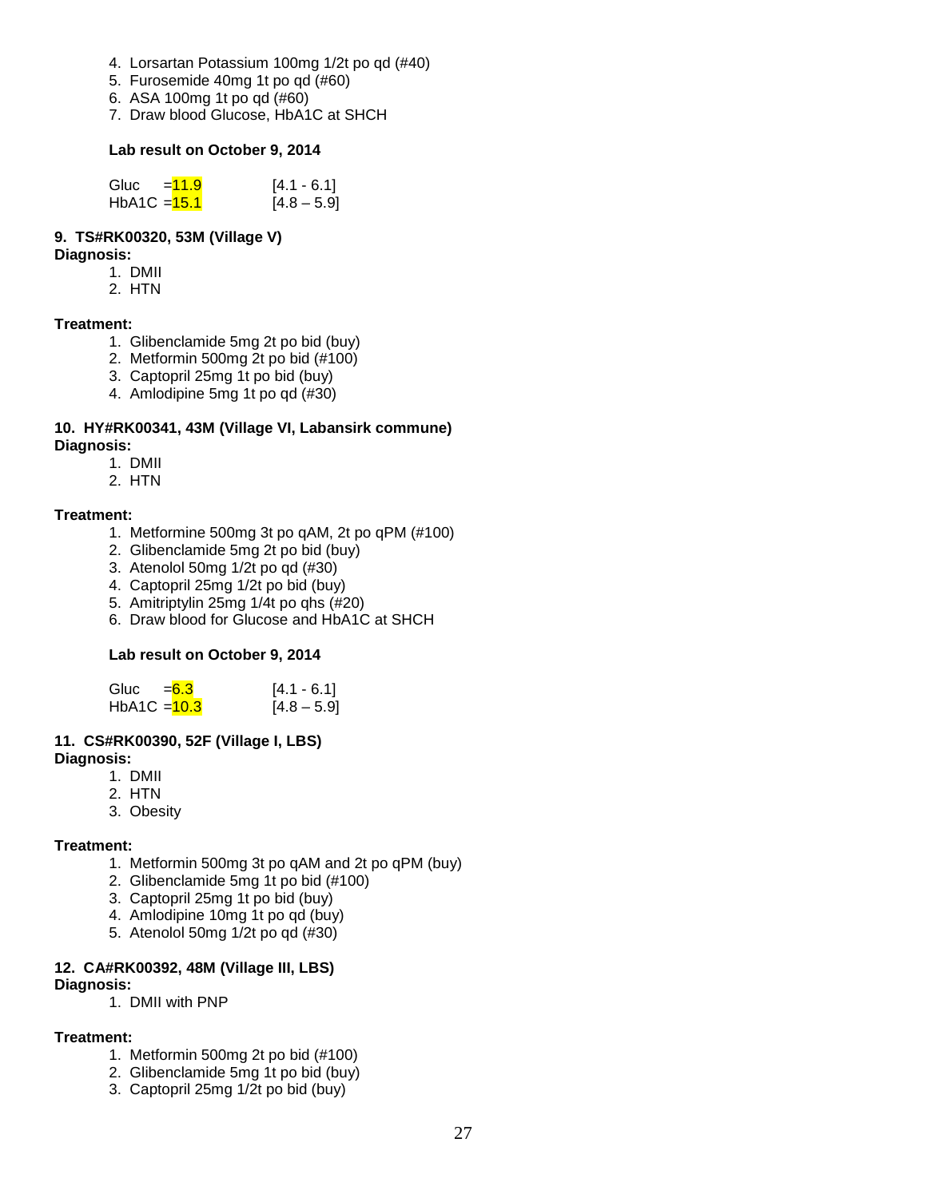4. Lorsartan Potassium 100mg 1/2t po qd (#40)
5. Furosemide 40mg 1t po qd (#60)
6. ASA 100mg 1t po qd (#60)
7. Draw blood Glucose, HbA1C at SHCH

**Lab result on October 9, 2014**

| | | |
|---|---|---|
| Gluc | =11.9 | [4.1 - 6.1] |
| HbA1C | =15.1 | [4.8 – 5.9] |

**9. TS#RK00320, 53M (Village V)**

**Diagnosis:**

1. DMII
2. HTN

**Treatment:**

1. Glibenclamide 5mg 2t po bid (buy)
2. Metformin 500mg 2t po bid (#100)
3. Captopril 25mg 1t po bid (buy)
4. Amlodipine 5mg 1t po qd (#30)

**10. HY#RK00341, 43M (Village VI, Labansirk commune)**

**Diagnosis:**

1. DMII
2. HTN

**Treatment:**

1. Metformine 500mg 3t po qAM, 2t po qPM (#100)
2. Glibenclamide 5mg 2t po bid (buy)
3. Atenolol 50mg 1/2t po qd (#30)
4. Captopril 25mg 1/2t po bid (buy)
5. Amitriptylin 25mg 1/4t po qhs (#20)
6. Draw blood for Glucose and HbA1C at SHCH

**Lab result on October 9, 2014**

| | | |
|---|---|---|
| Gluc | =6.3 | [4.1 - 6.1] |
| HbA1C | =10.3 | [4.8 – 5.9] |

**11. CS#RK00390, 52F (Village I, LBS)**

**Diagnosis:**

1. DMII
2. HTN
3. Obesity

**Treatment:**

1. Metformin 500mg 3t po qAM and 2t po qPM (buy)
2. Glibenclamide 5mg 1t po bid (#100)
3. Captopril 25mg 1t po bid (buy)
4. Amlodipine 10mg 1t po qd (buy)
5. Atenolol 50mg 1/2t po qd (#30)

**12. CA#RK00392, 48M (Village III, LBS)**

**Diagnosis:**

1. DMII with PNP

**Treatment:**

1. Metformin 500mg 2t po bid (#100)
2. Glibenclamide 5mg 1t po bid (buy)
3. Captopril 25mg 1/2t po bid (buy)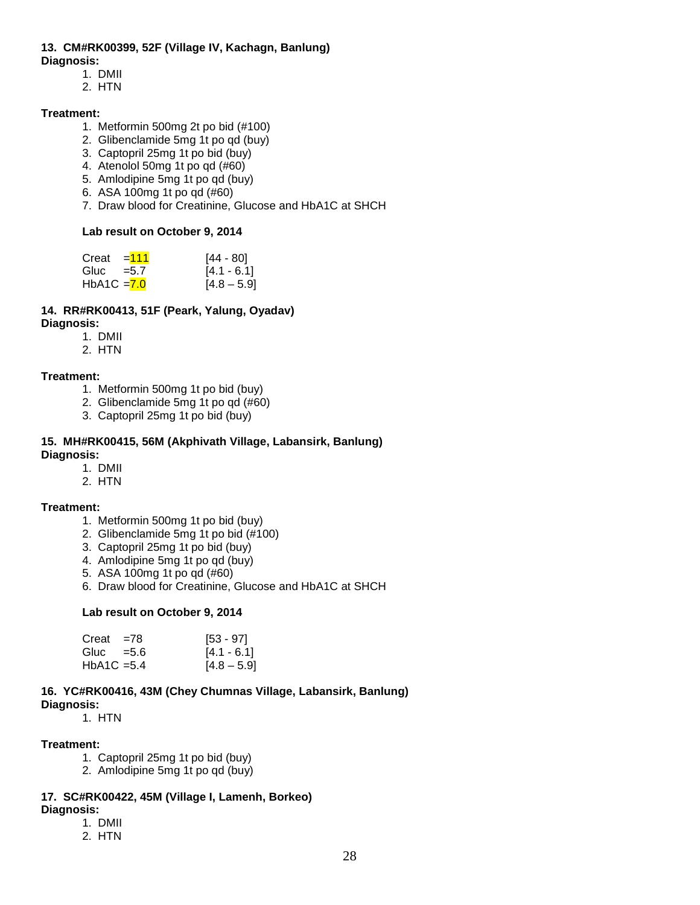**13. CM#RK00399, 52F (Village IV, Kachagn, Banlung)**
**Diagnosis:**

1. DMII
2. HTN

**Treatment:**

1. Metformin 500mg 2t po bid (#100)
2. Glibenclamide 5mg 1t po qd (buy)
3. Captopril 25mg 1t po bid (buy)
4. Atenolol 50mg 1t po qd (#60)
5. Amlodipine 5mg 1t po qd (buy)
6. ASA 100mg 1t po qd (#60)
7. Draw blood for Creatinine, Glucose and HbA1C at SHCH

**Lab result on October 9, 2014**

| | | |
|---|---|---|
| Creat | =111 | [44 - 80] |
| Gluc | =5.7 | [4.1 - 6.1] |
| HbA1C | =7.0 | [4.8 – 5.9] |

**14. RR#RK00413, 51F (Peark, Yalung, Oyadav)**
**Diagnosis:**

1. DMII
2. HTN

**Treatment:**

1. Metformin 500mg 1t po bid (buy)
2. Glibenclamide 5mg 1t po qd (#60)
3. Captopril 25mg 1t po bid (buy)

**15. MH#RK00415, 56M (Akphivath Village, Labansirk, Banlung)**
**Diagnosis:**

1. DMII
2. HTN

**Treatment:**

1. Metformin 500mg 1t po bid (buy)
2. Glibenclamide 5mg 1t po bid (#100)
3. Captopril 25mg 1t po bid (buy)
4. Amlodipine 5mg 1t po qd (buy)
5. ASA 100mg 1t po qd (#60)
6. Draw blood for Creatinine, Glucose and HbA1C at SHCH

**Lab result on October 9, 2014**

| | | |
|---|---|---|
| Creat | =78 | [53 - 97] |
| Gluc | =5.6 | [4.1 - 6.1] |
| HbA1C | =5.4 | [4.8 – 5.9] |

**16. YC#RK00416, 43M (Chey Chumnas Village, Labansirk, Banlung)**
**Diagnosis:**

1. HTN

**Treatment:**

1. Captopril 25mg 1t po bid (buy)
2. Amlodipine 5mg 1t po qd (buy)

**17. SC#RK00422, 45M (Village I, Lamenh, Borkeo)**
**Diagnosis:**

1. DMII
2. HTN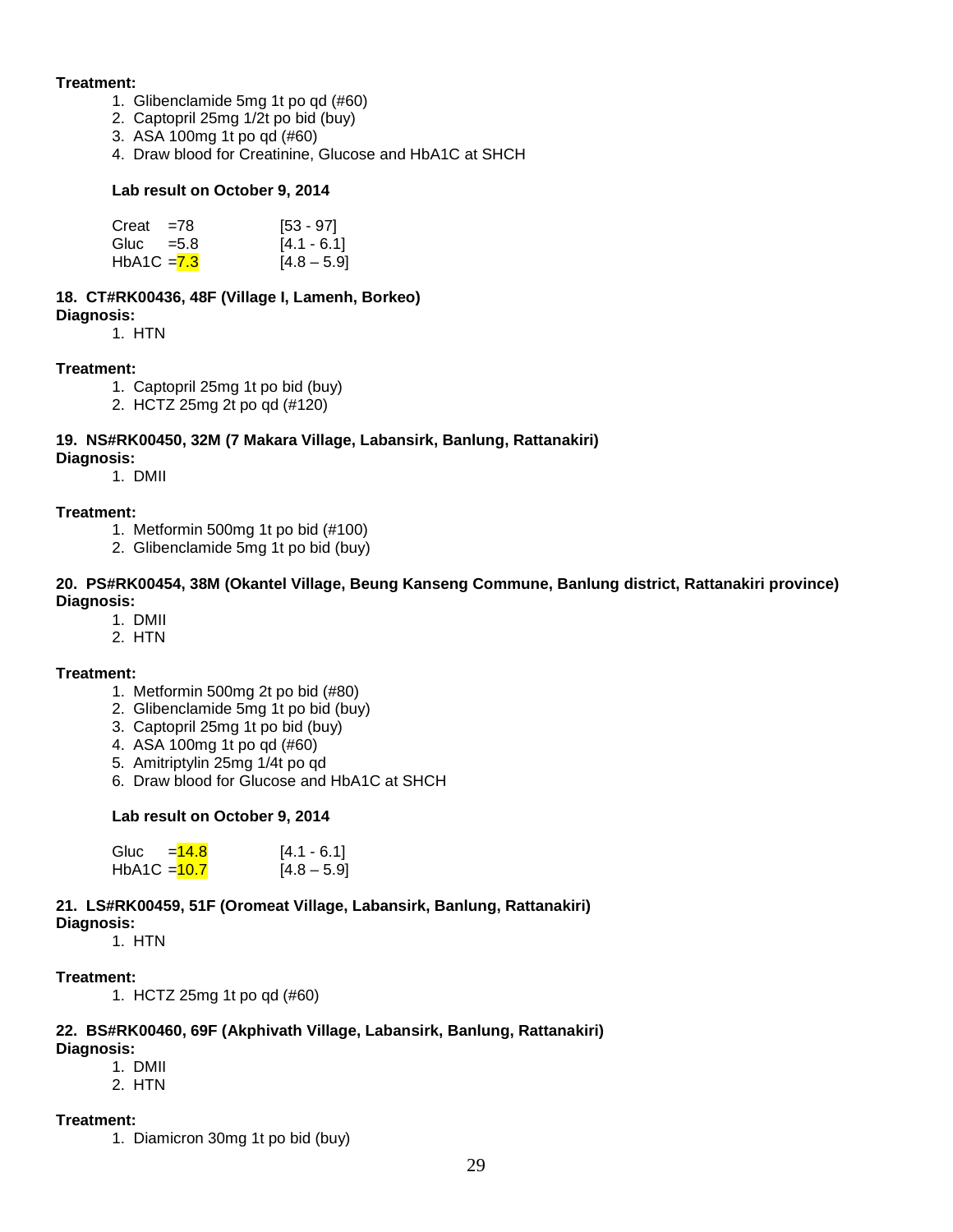**Treatment:**

1. Glibenclamide 5mg 1t po qd (#60)
2. Captopril 25mg 1/2t po bid (buy)
3. ASA 100mg 1t po qd (#60)
4. Draw blood for Creatinine, Glucose and HbA1C at SHCH

**Lab result on October 9, 2014**

| | | |
|---|---|---|
| Creat | =78 | [53 - 97] |
| Gluc | =5.8 | [4.1 - 6.1] |
| HbA1C | =7.3 | [4.8 – 5.9] |

**18. CT#RK00436, 48F (Village I, Lamenh, Borkeo)**

**Diagnosis:**

1. HTN

**Treatment:**

1. Captopril 25mg 1t po bid (buy)
2. HCTZ 25mg 2t po qd (#120)

**19. NS#RK00450, 32M (7 Makara Village, Labansirk, Banlung, Rattanakiri)**

**Diagnosis:**

1. DMII

**Treatment:**

1. Metformin 500mg 1t po bid (#100)
2. Glibenclamide 5mg 1t po bid (buy)

**20. PS#RK00454, 38M (Okantel Village, Beung Kanseng Commune, Banlung district, Rattanakiri province)**

**Diagnosis:**

1. DMII
2. HTN

**Treatment:**

1. Metformin 500mg 2t po bid (#80)
2. Glibenclamide 5mg 1t po bid (buy)
3. Captopril 25mg 1t po bid (buy)
4. ASA 100mg 1t po qd (#60)
5. Amitriptylin 25mg 1/4t po qd
6. Draw blood for Glucose and HbA1C at SHCH

**Lab result on October 9, 2014**

| | | |
|---|---|---|
| Gluc | =14.8 | [4.1 - 6.1] |
| HbA1C | =10.7 | [4.8 – 5.9] |

**21. LS#RK00459, 51F (Oromeat Village, Labansirk, Banlung, Rattanakiri)**

**Diagnosis:**

1. HTN

**Treatment:**

1. HCTZ 25mg 1t po qd (#60)

**22. BS#RK00460, 69F (Akphivath Village, Labansirk, Banlung, Rattanakiri)**

**Diagnosis:**

1. DMII
2. HTN

**Treatment:**

1. Diamicron 30mg 1t po bid (buy)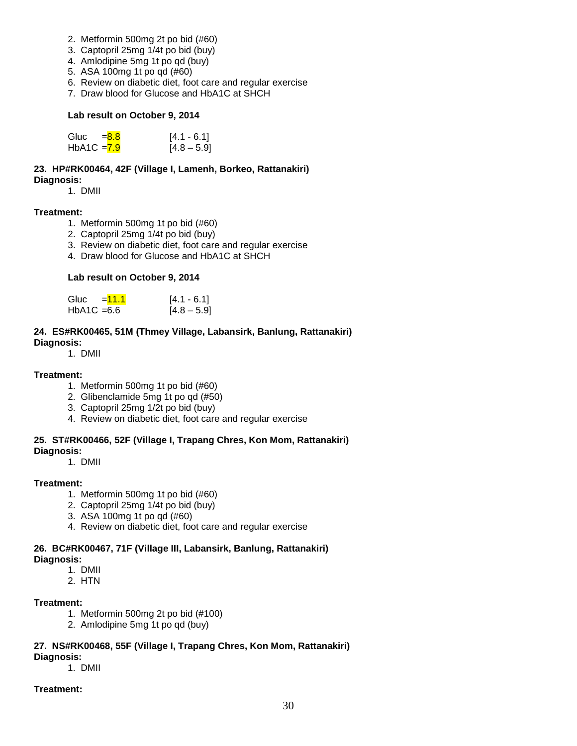2. Metformin 500mg 2t po bid (#60)
3. Captopril 25mg 1/4t po bid (buy)
4. Amlodipine 5mg 1t po qd (buy)
5. ASA 100mg 1t po qd (#60)
6. Review on diabetic diet, foot care and regular exercise
7. Draw blood for Glucose and HbA1C at SHCH

**Lab result on October 9, 2014**

| | | |
|---|---|---|
| Gluc | =8.8 | [4.1 - 6.1] |
| HbA1C | =7.9 | [4.8 – 5.9] |

**23. HP#RK00464, 42F (Village I, Lamenh, Borkeo, Rattanakiri)**

**Diagnosis:**

1. DMII

**Treatment:**

1. Metformin 500mg 1t po bid (#60)
2. Captopril 25mg 1/4t po bid (buy)
3. Review on diabetic diet, foot care and regular exercise
4. Draw blood for Glucose and HbA1C at SHCH

**Lab result on October 9, 2014**

| | | |
|---|---|---|
| Gluc | =11.1 | [4.1 - 6.1] |
| HbA1C | =6.6 | [4.8 – 5.9] |

**24. ES#RK00465, 51M (Thmey Village, Labansirk, Banlung, Rattanakiri)**

**Diagnosis:**

1. DMII

**Treatment:**

1. Metformin 500mg 1t po bid (#60)
2. Glibenclamide 5mg 1t po qd (#50)
3. Captopril 25mg 1/2t po bid (buy)
4. Review on diabetic diet, foot care and regular exercise

**25. ST#RK00466, 52F (Village I, Trapang Chres, Kon Mom, Rattanakiri)**

**Diagnosis:**

1. DMII

**Treatment:**

1. Metformin 500mg 1t po bid (#60)
2. Captopril 25mg 1/4t po bid (buy)
3. ASA 100mg 1t po qd (#60)
4. Review on diabetic diet, foot care and regular exercise

**26. BC#RK00467, 71F (Village III, Labansirk, Banlung, Rattanakiri)**

**Diagnosis:**

1. DMII
2. HTN

**Treatment:**

1. Metformin 500mg 2t po bid (#100)
2. Amlodipine 5mg 1t po qd (buy)

**27. NS#RK00468, 55F (Village I, Trapang Chres, Kon Mom, Rattanakiri)**

**Diagnosis:**

1. DMII

**Treatment:**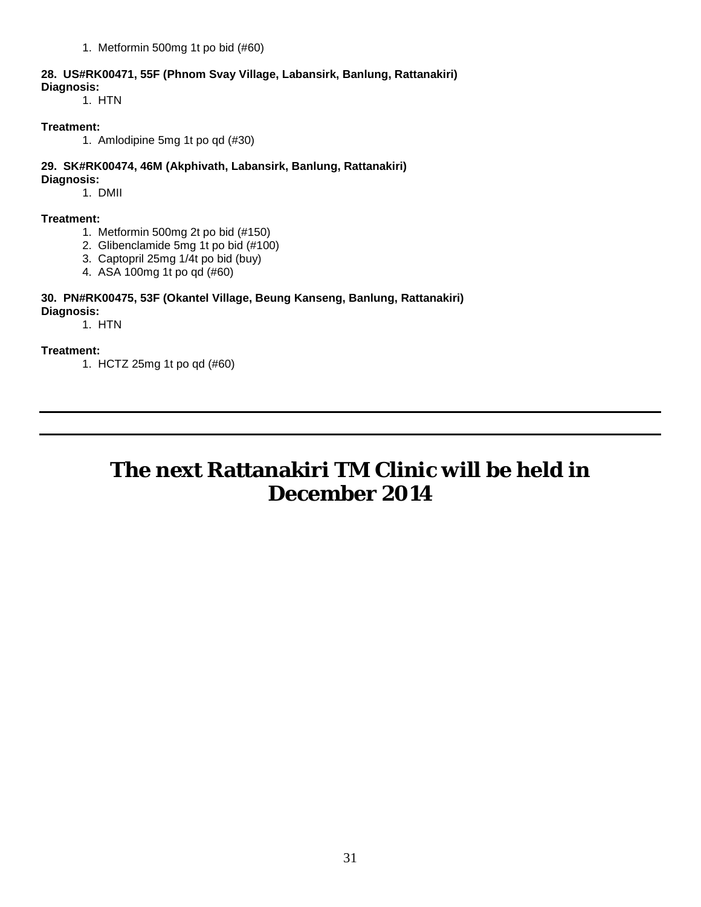1. Metformin 500mg 1t po bid (#60)

**28. US#RK00471, 55F (Phnom Svay Village, Labansirk, Banlung, Rattanakiri)**
**Diagnosis:**

1. HTN

**Treatment:**

1. Amlodipine 5mg 1t po qd (#30)

**29. SK#RK00474, 46M (Akphivath, Labansirk, Banlung, Rattanakiri)**
**Diagnosis:**

1. DMII

**Treatment:**

1. Metformin 500mg 2t po bid (#150)
2. Glibenclamide 5mg 1t po bid (#100)
3. Captopril 25mg 1/4t po bid (buy)
4. ASA 100mg 1t po qd (#60)

**30. PN#RK00475, 53F (Okantel Village, Beung Kanseng, Banlung, Rattanakiri)**
**Diagnosis:**

1. HTN

**Treatment:**

1. HCTZ 25mg 1t po qd (#60)

---

---

# The next Rattanakiri TM Clinic will be held in December 2014